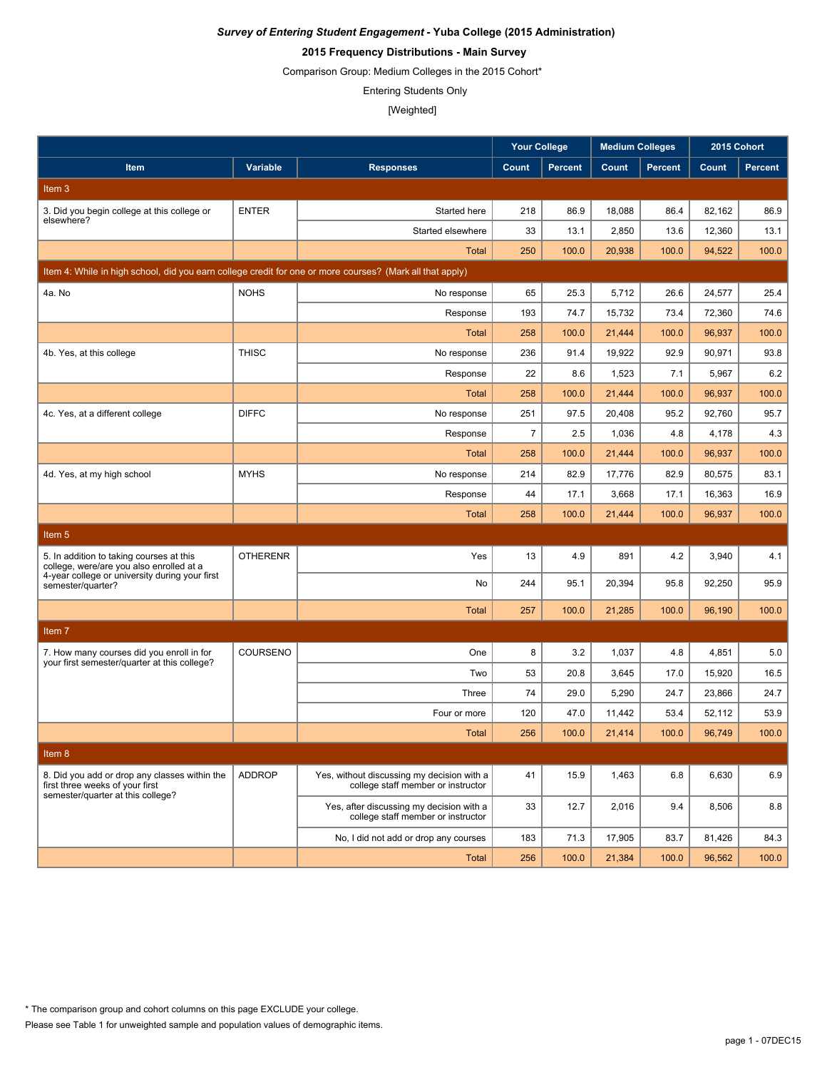***Survey of Entering Student Engagement* - Yuba College (2015 Administration)**

**2015 Frequency Distributions - Main Survey**

Comparison Group: Medium Colleges in the 2015 Cohort*

Entering Students Only

[Weighted]

| | | | Your College | | Medium Colleges | | 2015 Cohort | |
|---|---|---|---|---|---|---|---|---|
| Item | Variable | Responses | Count | Percent | Count | Percent | Count | Percent |
| Item 3 | | | | | | | | |
| 3. Did you begin college at this college or elsewhere? | ENTER | Started here | 218 | 86.9 | 18,088 | 86.4 | 82,162 | 86.9 |
| | | Started elsewhere | 33 | 13.1 | 2,850 | 13.6 | 12,360 | 13.1 |
| | | Total | 250 | 100.0 | 20,938 | 100.0 | 94,522 | 100.0 |
| Item 4: While in high school, did you earn college credit for one or more courses? (Mark all that apply) | | | | | | | | |
| 4a. No | NOHS | No response | 65 | 25.3 | 5,712 | 26.6 | 24,577 | 25.4 |
| | | Response | 193 | 74.7 | 15,732 | 73.4 | 72,360 | 74.6 |
| | | Total | 258 | 100.0 | 21,444 | 100.0 | 96,937 | 100.0 |
| 4b. Yes, at this college | THISC | No response | 236 | 91.4 | 19,922 | 92.9 | 90,971 | 93.8 |
| | | Response | 22 | 8.6 | 1,523 | 7.1 | 5,967 | 6.2 |
| | | Total | 258 | 100.0 | 21,444 | 100.0 | 96,937 | 100.0 |
| 4c. Yes, at a different college | DIFFC | No response | 251 | 97.5 | 20,408 | 95.2 | 92,760 | 95.7 |
| | | Response | 7 | 2.5 | 1,036 | 4.8 | 4,178 | 4.3 |
| | | Total | 258 | 100.0 | 21,444 | 100.0 | 96,937 | 100.0 |
| 4d. Yes, at my high school | MYHS | No response | 214 | 82.9 | 17,776 | 82.9 | 80,575 | 83.1 |
| | | Response | 44 | 17.1 | 3,668 | 17.1 | 16,363 | 16.9 |
| | | Total | 258 | 100.0 | 21,444 | 100.0 | 96,937 | 100.0 |
| Item 5 | | | | | | | | |
| 5. In addition to taking courses at this college, were/are you also enrolled at a 4-year college or university during your first semester/quarter? | OTHERENR | Yes | 13 | 4.9 | 891 | 4.2 | 3,940 | 4.1 |
| | | No | 244 | 95.1 | 20,394 | 95.8 | 92,250 | 95.9 |
| | | Total | 257 | 100.0 | 21,285 | 100.0 | 96,190 | 100.0 |
| Item 7 | | | | | | | | |
| 7. How many courses did you enroll in for your first semester/quarter at this college? | COURSENO | One | 8 | 3.2 | 1,037 | 4.8 | 4,851 | 5.0 |
| | | Two | 53 | 20.8 | 3,645 | 17.0 | 15,920 | 16.5 |
| | | Three | 74 | 29.0 | 5,290 | 24.7 | 23,866 | 24.7 |
| | | Four or more | 120 | 47.0 | 11,442 | 53.4 | 52,112 | 53.9 |
| | | Total | 256 | 100.0 | 21,414 | 100.0 | 96,749 | 100.0 |
| Item 8 | | | | | | | | |
| 8. Did you add or drop any classes within the first three weeks of your first semester/quarter at this college? | ADDROP | Yes, without discussing my decision with a college staff member or instructor | 41 | 15.9 | 1,463 | 6.8 | 6,630 | 6.9 |
| | | Yes, after discussing my decision with a college staff member or instructor | 33 | 12.7 | 2,016 | 9.4 | 8,506 | 8.8 |
| | | No, I did not add or drop any courses | 183 | 71.3 | 17,905 | 83.7 | 81,426 | 84.3 |
| | | Total | 256 | 100.0 | 21,384 | 100.0 | 96,562 | 100.0 |

* The comparison group and cohort columns on this page EXCLUDE your college.

Please see Table 1 for unweighted sample and population values of demographic items.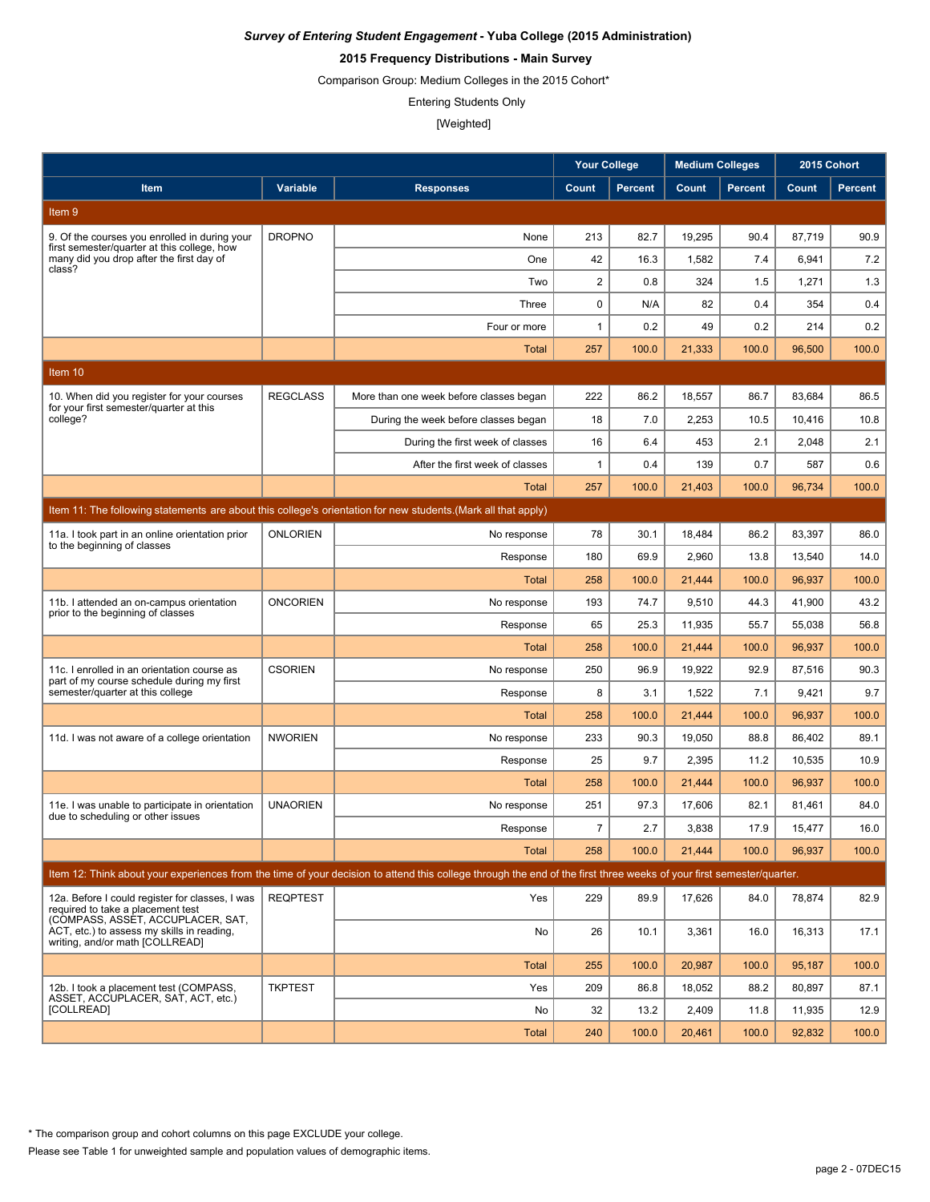***Survey of Entering Student Engagement* - Yuba College (2015 Administration)**

**2015 Frequency Distributions - Main Survey**

Comparison Group: Medium Colleges in the 2015 Cohort*

Entering Students Only

[Weighted]

| Item | Variable | Responses | Your College | | Medium Colleges | | 2015 Cohort | |
|---|---|---|---|---|---|---|---|---|
| | | | Count | Percent | Count | Percent | Count | Percent |
| **Item 9** | | | | | | | | |
| 9. Of the courses you enrolled in during your first semester/quarter at this college, how many did you drop after the first day of class? | DROPNO | None | 213 | 82.7 | 19,295 | 90.4 | 87,719 | 90.9 |
| | | One | 42 | 16.3 | 1,582 | 7.4 | 6,941 | 7.2 |
| | | Two | 2 | 0.8 | 324 | 1.5 | 1,271 | 1.3 |
| | | Three | 0 | N/A | 82 | 0.4 | 354 | 0.4 |
| | | Four or more | 1 | 0.2 | 49 | 0.2 | 214 | 0.2 |
| | | Total | 257 | 100.0 | 21,333 | 100.0 | 96,500 | 100.0 |
| **Item 10** | | | | | | | | |
| 10. When did you register for your courses for your first semester/quarter at this college? | REGCLASS | More than one week before classes began | 222 | 86.2 | 18,557 | 86.7 | 83,684 | 86.5 |
| | | During the week before classes began | 18 | 7.0 | 2,253 | 10.5 | 10,416 | 10.8 |
| | | During the first week of classes | 16 | 6.4 | 453 | 2.1 | 2,048 | 2.1 |
| | | After the first week of classes | 1 | 0.4 | 139 | 0.7 | 587 | 0.6 |
| | | Total | 257 | 100.0 | 21,403 | 100.0 | 96,734 | 100.0 |
| **Item 11: The following statements are about this college's orientation for new students.(Mark all that apply)** | | | | | | | | |
| 11a. I took part in an online orientation prior to the beginning of classes | ONLORIEN | No response | 78 | 30.1 | 18,484 | 86.2 | 83,397 | 86.0 |
| | | Response | 180 | 69.9 | 2,960 | 13.8 | 13,540 | 14.0 |
| | | Total | 258 | 100.0 | 21,444 | 100.0 | 96,937 | 100.0 |
| 11b. I attended an on-campus orientation prior to the beginning of classes | ONCORIEN | No response | 193 | 74.7 | 9,510 | 44.3 | 41,900 | 43.2 |
| | | Response | 65 | 25.3 | 11,935 | 55.7 | 55,038 | 56.8 |
| | | Total | 258 | 100.0 | 21,444 | 100.0 | 96,937 | 100.0 |
| 11c. I enrolled in an orientation course as part of my course schedule during my first semester/quarter at this college | CSORIEN | No response | 250 | 96.9 | 19,922 | 92.9 | 87,516 | 90.3 |
| | | Response | 8 | 3.1 | 1,522 | 7.1 | 9,421 | 9.7 |
| | | Total | 258 | 100.0 | 21,444 | 100.0 | 96,937 | 100.0 |
| 11d. I was not aware of a college orientation | NWORIEN | No response | 233 | 90.3 | 19,050 | 88.8 | 86,402 | 89.1 |
| | | Response | 25 | 9.7 | 2,395 | 11.2 | 10,535 | 10.9 |
| | | Total | 258 | 100.0 | 21,444 | 100.0 | 96,937 | 100.0 |
| 11e. I was unable to participate in orientation due to scheduling or other issues | UNAORIEN | No response | 251 | 97.3 | 17,606 | 82.1 | 81,461 | 84.0 |
| | | Response | 7 | 2.7 | 3,838 | 17.9 | 15,477 | 16.0 |
| | | Total | 258 | 100.0 | 21,444 | 100.0 | 96,937 | 100.0 |
| **Item 12: Think about your experiences from the time of your decision to attend this college through the end of the first three weeks of your first semester/quarter.** | | | | | | | | |
| 12a. Before I could register for classes, I was required to take a placement test (COMPASS, ASSET, ACCUPLACER, SAT, ACT, etc.) to assess my skills in reading, writing, and/or math [COLLREAD] | REQPTEST | Yes | 229 | 89.9 | 17,626 | 84.0 | 78,874 | 82.9 |
| | | No | 26 | 10.1 | 3,361 | 16.0 | 16,313 | 17.1 |
| | | Total | 255 | 100.0 | 20,987 | 100.0 | 95,187 | 100.0 |
| 12b. I took a placement test (COMPASS, ASSET, ACCUPLACER, SAT, ACT, etc.) [COLLREAD] | TKPTEST | Yes | 209 | 86.8 | 18,052 | 88.2 | 80,897 | 87.1 |
| | | No | 32 | 13.2 | 2,409 | 11.8 | 11,935 | 12.9 |
| | | Total | 240 | 100.0 | 20,461 | 100.0 | 92,832 | 100.0 |

* The comparison group and cohort columns on this page EXCLUDE your college.

Please see Table 1 for unweighted sample and population values of demographic items.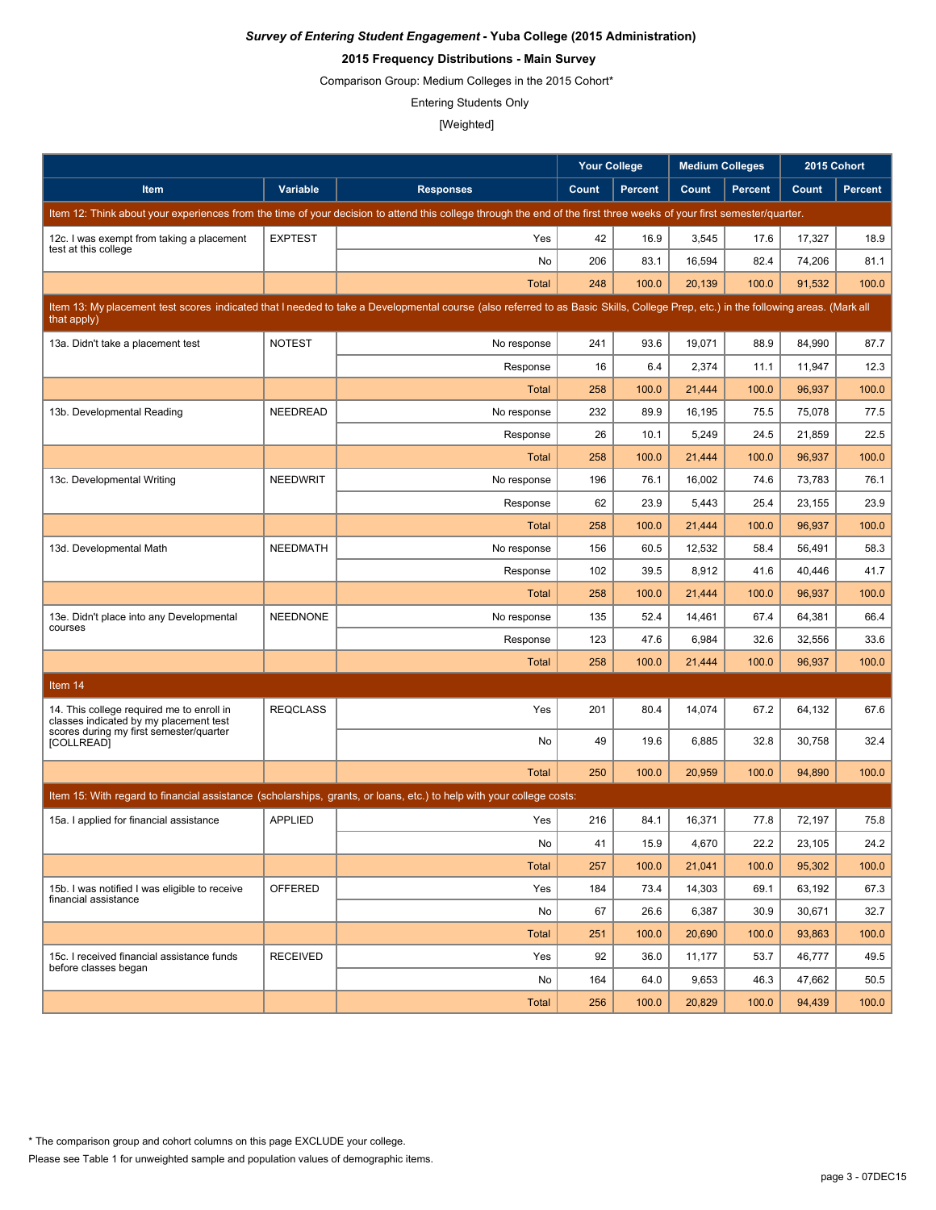***Survey of Entering Student Engagement* - Yuba College (2015 Administration)**

**2015 Frequency Distributions - Main Survey**

Comparison Group: Medium Colleges in the 2015 Cohort*

Entering Students Only

[Weighted]

| | | | Your College | | Medium Colleges | | 2015 Cohort | |
|---|---|---|---|---|---|---|---|---|
| **Item** | **Variable** | **Responses** | **Count** | **Percent** | **Count** | **Percent** | **Count** | **Percent** |
| Item 12: Think about your experiences from the time of your decision to attend this college through the end of the first three weeks of your first semester/quarter. | | | | | | | | |
| 12c. I was exempt from taking a placement test at this college | EXPTEST | Yes | 42 | 16.9 | 3,545 | 17.6 | 17,327 | 18.9 |
| | | No | 206 | 83.1 | 16,594 | 82.4 | 74,206 | 81.1 |
| | | Total | 248 | 100.0 | 20,139 | 100.0 | 91,532 | 100.0 |
| Item 13: My placement test scores indicated that I needed to take a Developmental course (also referred to as Basic Skills, College Prep, etc.) in the following areas. (Mark all that apply) | | | | | | | | |
| 13a. Didn't take a placement test | NOTEST | No response | 241 | 93.6 | 19,071 | 88.9 | 84,990 | 87.7 |
| | | Response | 16 | 6.4 | 2,374 | 11.1 | 11,947 | 12.3 |
| | | Total | 258 | 100.0 | 21,444 | 100.0 | 96,937 | 100.0 |
| 13b. Developmental Reading | NEEDREAD | No response | 232 | 89.9 | 16,195 | 75.5 | 75,078 | 77.5 |
| | | Response | 26 | 10.1 | 5,249 | 24.5 | 21,859 | 22.5 |
| | | Total | 258 | 100.0 | 21,444 | 100.0 | 96,937 | 100.0 |
| 13c. Developmental Writing | NEEDWRIT | No response | 196 | 76.1 | 16,002 | 74.6 | 73,783 | 76.1 |
| | | Response | 62 | 23.9 | 5,443 | 25.4 | 23,155 | 23.9 |
| | | Total | 258 | 100.0 | 21,444 | 100.0 | 96,937 | 100.0 |
| 13d. Developmental Math | NEEDMATH | No response | 156 | 60.5 | 12,532 | 58.4 | 56,491 | 58.3 |
| | | Response | 102 | 39.5 | 8,912 | 41.6 | 40,446 | 41.7 |
| | | Total | 258 | 100.0 | 21,444 | 100.0 | 96,937 | 100.0 |
| 13e. Didn't place into any Developmental courses | NEEDNONE | No response | 135 | 52.4 | 14,461 | 67.4 | 64,381 | 66.4 |
| | | Response | 123 | 47.6 | 6,984 | 32.6 | 32,556 | 33.6 |
| | | Total | 258 | 100.0 | 21,444 | 100.0 | 96,937 | 100.0 |
| Item 14 | | | | | | | | |
| 14. This college required me to enroll in classes indicated by my placement test scores during my first semester/quarter [COLLREAD] | REQCLASS | Yes | 201 | 80.4 | 14,074 | 67.2 | 64,132 | 67.6 |
| | | No | 49 | 19.6 | 6,885 | 32.8 | 30,758 | 32.4 |
| | | Total | 250 | 100.0 | 20,959 | 100.0 | 94,890 | 100.0 |
| Item 15: With regard to financial assistance (scholarships, grants, or loans, etc.) to help with your college costs: | | | | | | | | |
| 15a. I applied for financial assistance | APPLIED | Yes | 216 | 84.1 | 16,371 | 77.8 | 72,197 | 75.8 |
| | | No | 41 | 15.9 | 4,670 | 22.2 | 23,105 | 24.2 |
| | | Total | 257 | 100.0 | 21,041 | 100.0 | 95,302 | 100.0 |
| 15b. I was notified I was eligible to receive financial assistance | OFFERED | Yes | 184 | 73.4 | 14,303 | 69.1 | 63,192 | 67.3 |
| | | No | 67 | 26.6 | 6,387 | 30.9 | 30,671 | 32.7 |
| | | Total | 251 | 100.0 | 20,690 | 100.0 | 93,863 | 100.0 |
| 15c. I received financial assistance funds before classes began | RECEIVED | Yes | 92 | 36.0 | 11,177 | 53.7 | 46,777 | 49.5 |
| | | No | 164 | 64.0 | 9,653 | 46.3 | 47,662 | 50.5 |
| | | Total | 256 | 100.0 | 20,829 | 100.0 | 94,439 | 100.0 |

\* The comparison group and cohort columns on this page EXCLUDE your college.

Please see Table 1 for unweighted sample and population values of demographic items.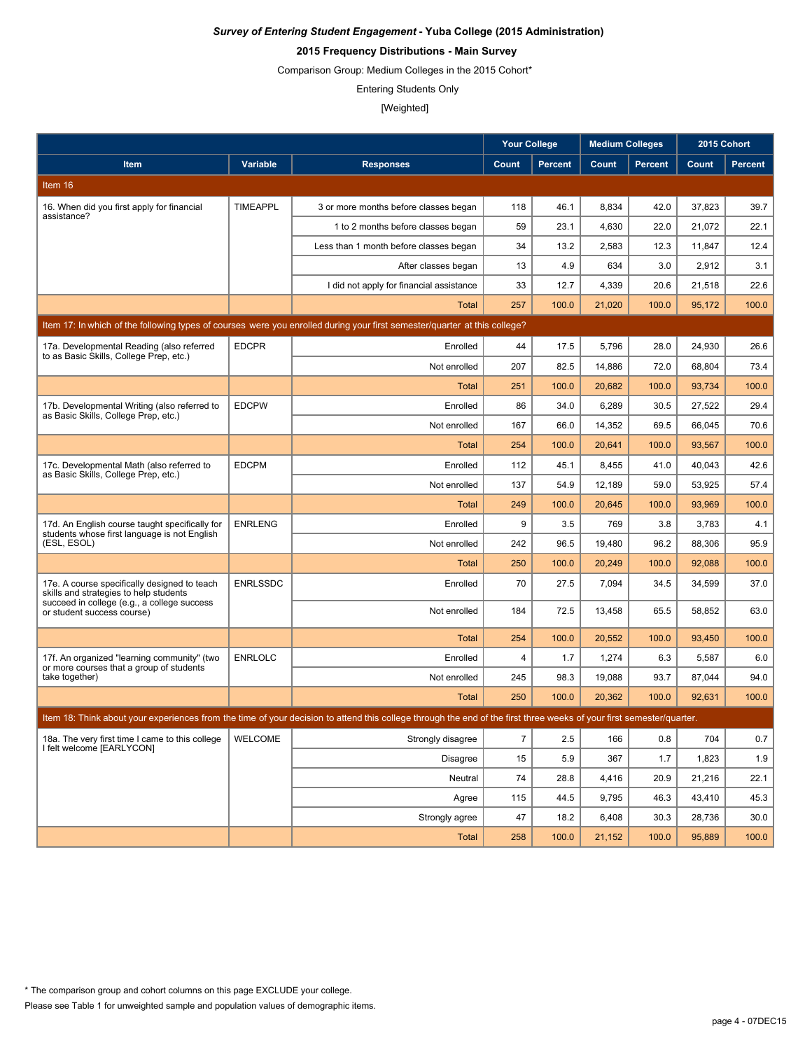***Survey of Entering Student Engagement* - Yuba College (2015 Administration)**

**2015 Frequency Distributions - Main Survey**

Comparison Group: Medium Colleges in the 2015 Cohort*

Entering Students Only

[Weighted]

| | | | Your College | | Medium Colleges | | 2015 Cohort | |
|---|---|---|---|---|---|---|---|---|
| **Item** | **Variable** | **Responses** | **Count** | **Percent** | **Count** | **Percent** | **Count** | **Percent** |
| **Item 16** | | | | | | | | |
| 16. When did you first apply for financial assistance? | TIMEAPPL | 3 or more months before classes began | 118 | 46.1 | 8,834 | 42.0 | 37,823 | 39.7 |
| | | 1 to 2 months before classes began | 59 | 23.1 | 4,630 | 22.0 | 21,072 | 22.1 |
| | | Less than 1 month before classes began | 34 | 13.2 | 2,583 | 12.3 | 11,847 | 12.4 |
| | | After classes began | 13 | 4.9 | 634 | 3.0 | 2,912 | 3.1 |
| | | I did not apply for financial assistance | 33 | 12.7 | 4,339 | 20.6 | 21,518 | 22.6 |
| | | Total | 257 | 100.0 | 21,020 | 100.0 | 95,172 | 100.0 |
| **Item 17: In which of the following types of courses were you enrolled during your first semester/quarter at this college?** | | | | | | | | |
| 17a. Developmental Reading (also referred to as Basic Skills, College Prep, etc.) | EDCPR | Enrolled | 44 | 17.5 | 5,796 | 28.0 | 24,930 | 26.6 |
| | | Not enrolled | 207 | 82.5 | 14,886 | 72.0 | 68,804 | 73.4 |
| | | Total | 251 | 100.0 | 20,682 | 100.0 | 93,734 | 100.0 |
| 17b. Developmental Writing (also referred to as Basic Skills, College Prep, etc.) | EDCPW | Enrolled | 86 | 34.0 | 6,289 | 30.5 | 27,522 | 29.4 |
| | | Not enrolled | 167 | 66.0 | 14,352 | 69.5 | 66,045 | 70.6 |
| | | Total | 254 | 100.0 | 20,641 | 100.0 | 93,567 | 100.0 |
| 17c. Developmental Math (also referred to as Basic Skills, College Prep, etc.) | EDCPM | Enrolled | 112 | 45.1 | 8,455 | 41.0 | 40,043 | 42.6 |
| | | Not enrolled | 137 | 54.9 | 12,189 | 59.0 | 53,925 | 57.4 |
| | | Total | 249 | 100.0 | 20,645 | 100.0 | 93,969 | 100.0 |
| 17d. An English course taught specifically for students whose first language is not English (ESL, ESOL) | ENRLENG | Enrolled | 9 | 3.5 | 769 | 3.8 | 3,783 | 4.1 |
| | | Not enrolled | 242 | 96.5 | 19,480 | 96.2 | 88,306 | 95.9 |
| | | Total | 250 | 100.0 | 20,249 | 100.0 | 92,088 | 100.0 |
| 17e. A course specifically designed to teach skills and strategies to help students succeed in college (e.g., a college success or student success course) | ENRLSSDC | Enrolled | 70 | 27.5 | 7,094 | 34.5 | 34,599 | 37.0 |
| | | Not enrolled | 184 | 72.5 | 13,458 | 65.5 | 58,852 | 63.0 |
| | | Total | 254 | 100.0 | 20,552 | 100.0 | 93,450 | 100.0 |
| 17f. An organized "learning community" (two or more courses that a group of students take together) | ENRLOLC | Enrolled | 4 | 1.7 | 1,274 | 6.3 | 5,587 | 6.0 |
| | | Not enrolled | 245 | 98.3 | 19,088 | 93.7 | 87,044 | 94.0 |
| | | Total | 250 | 100.0 | 20,362 | 100.0 | 92,631 | 100.0 |
| **Item 18: Think about your experiences from the time of your decision to attend this college through the end of the first three weeks of your first semester/quarter.** | | | | | | | | |
| 18a. The very first time I came to this college I felt welcome [EARLYCON] | WELCOME | Strongly disagree | 7 | 2.5 | 166 | 0.8 | 704 | 0.7 |
| | | Disagree | 15 | 5.9 | 367 | 1.7 | 1,823 | 1.9 |
| | | Neutral | 74 | 28.8 | 4,416 | 20.9 | 21,216 | 22.1 |
| | | Agree | 115 | 44.5 | 9,795 | 46.3 | 43,410 | 45.3 |
| | | Strongly agree | 47 | 18.2 | 6,408 | 30.3 | 28,736 | 30.0 |
| | | Total | 258 | 100.0 | 21,152 | 100.0 | 95,889 | 100.0 |

* The comparison group and cohort columns on this page EXCLUDE your college.

Please see Table 1 for unweighted sample and population values of demographic items.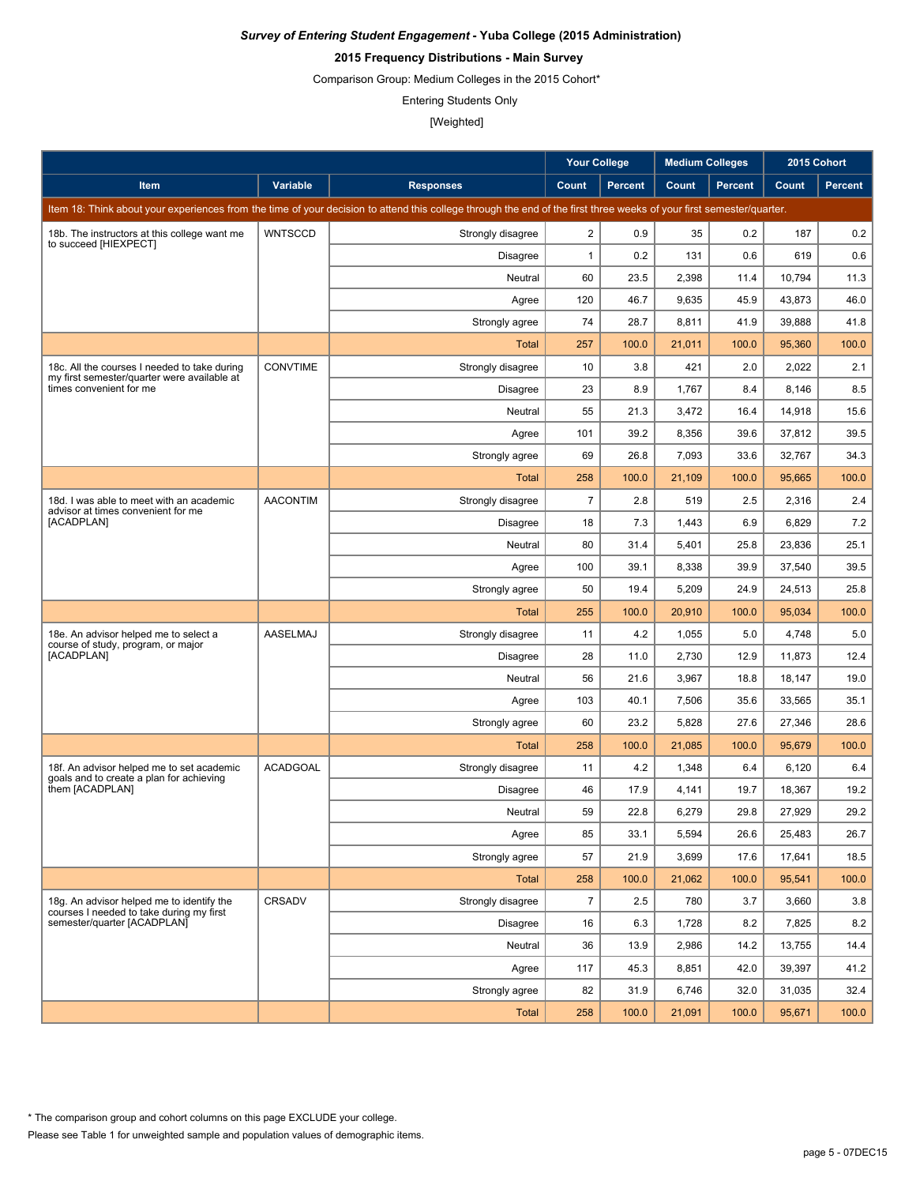***Survey of Entering Student Engagement* - Yuba College (2015 Administration)**

**2015 Frequency Distributions - Main Survey**

Comparison Group: Medium Colleges in the 2015 Cohort*

Entering Students Only

[Weighted]

| | | | Your College | | Medium Colleges | | 2015 Cohort | |
|---|---|---|---|---|---|---|---|---|
| **Item** | **Variable** | **Responses** | **Count** | **Percent** | **Count** | **Percent** | **Count** | **Percent** |
| Item 18: Think about your experiences from the time of your decision to attend this college through the end of the first three weeks of your first semester/quarter. | | | | | | | | |
| 18b. The instructors at this college want me to succeed [HIEXPECT] | WNTSCCD | Strongly disagree | 2 | 0.9 | 35 | 0.2 | 187 | 0.2 |
| | | Disagree | 1 | 0.2 | 131 | 0.6 | 619 | 0.6 |
| | | Neutral | 60 | 23.5 | 2,398 | 11.4 | 10,794 | 11.3 |
| | | Agree | 120 | 46.7 | 9,635 | 45.9 | 43,873 | 46.0 |
| | | Strongly agree | 74 | 28.7 | 8,811 | 41.9 | 39,888 | 41.8 |
| | | Total | 257 | 100.0 | 21,011 | 100.0 | 95,360 | 100.0 |
| 18c. All the courses I needed to take during my first semester/quarter were available at times convenient for me | CONVTIME | Strongly disagree | 10 | 3.8 | 421 | 2.0 | 2,022 | 2.1 |
| | | Disagree | 23 | 8.9 | 1,767 | 8.4 | 8,146 | 8.5 |
| | | Neutral | 55 | 21.3 | 3,472 | 16.4 | 14,918 | 15.6 |
| | | Agree | 101 | 39.2 | 8,356 | 39.6 | 37,812 | 39.5 |
| | | Strongly agree | 69 | 26.8 | 7,093 | 33.6 | 32,767 | 34.3 |
| | | Total | 258 | 100.0 | 21,109 | 100.0 | 95,665 | 100.0 |
| 18d. I was able to meet with an academic advisor at times convenient for me [ACADPLAN] | AACONTIM | Strongly disagree | 7 | 2.8 | 519 | 2.5 | 2,316 | 2.4 |
| | | Disagree | 18 | 7.3 | 1,443 | 6.9 | 6,829 | 7.2 |
| | | Neutral | 80 | 31.4 | 5,401 | 25.8 | 23,836 | 25.1 |
| | | Agree | 100 | 39.1 | 8,338 | 39.9 | 37,540 | 39.5 |
| | | Strongly agree | 50 | 19.4 | 5,209 | 24.9 | 24,513 | 25.8 |
| | | Total | 255 | 100.0 | 20,910 | 100.0 | 95,034 | 100.0 |
| 18e. An advisor helped me to select a course of study, program, or major [ACADPLAN] | AASELMAJ | Strongly disagree | 11 | 4.2 | 1,055 | 5.0 | 4,748 | 5.0 |
| | | Disagree | 28 | 11.0 | 2,730 | 12.9 | 11,873 | 12.4 |
| | | Neutral | 56 | 21.6 | 3,967 | 18.8 | 18,147 | 19.0 |
| | | Agree | 103 | 40.1 | 7,506 | 35.6 | 33,565 | 35.1 |
| | | Strongly agree | 60 | 23.2 | 5,828 | 27.6 | 27,346 | 28.6 |
| | | Total | 258 | 100.0 | 21,085 | 100.0 | 95,679 | 100.0 |
| 18f. An advisor helped me to set academic goals and to create a plan for achieving them [ACADPLAN] | ACADGOAL | Strongly disagree | 11 | 4.2 | 1,348 | 6.4 | 6,120 | 6.4 |
| | | Disagree | 46 | 17.9 | 4,141 | 19.7 | 18,367 | 19.2 |
| | | Neutral | 59 | 22.8 | 6,279 | 29.8 | 27,929 | 29.2 |
| | | Agree | 85 | 33.1 | 5,594 | 26.6 | 25,483 | 26.7 |
| | | Strongly agree | 57 | 21.9 | 3,699 | 17.6 | 17,641 | 18.5 |
| | | Total | 258 | 100.0 | 21,062 | 100.0 | 95,541 | 100.0 |
| 18g. An advisor helped me to identify the courses I needed to take during my first semester/quarter [ACADPLAN] | CRSADV | Strongly disagree | 7 | 2.5 | 780 | 3.7 | 3,660 | 3.8 |
| | | Disagree | 16 | 6.3 | 1,728 | 8.2 | 7,825 | 8.2 |
| | | Neutral | 36 | 13.9 | 2,986 | 14.2 | 13,755 | 14.4 |
| | | Agree | 117 | 45.3 | 8,851 | 42.0 | 39,397 | 41.2 |
| | | Strongly agree | 82 | 31.9 | 6,746 | 32.0 | 31,035 | 32.4 |
| | | Total | 258 | 100.0 | 21,091 | 100.0 | 95,671 | 100.0 |

* The comparison group and cohort columns on this page EXCLUDE your college.

Please see Table 1 for unweighted sample and population values of demographic items.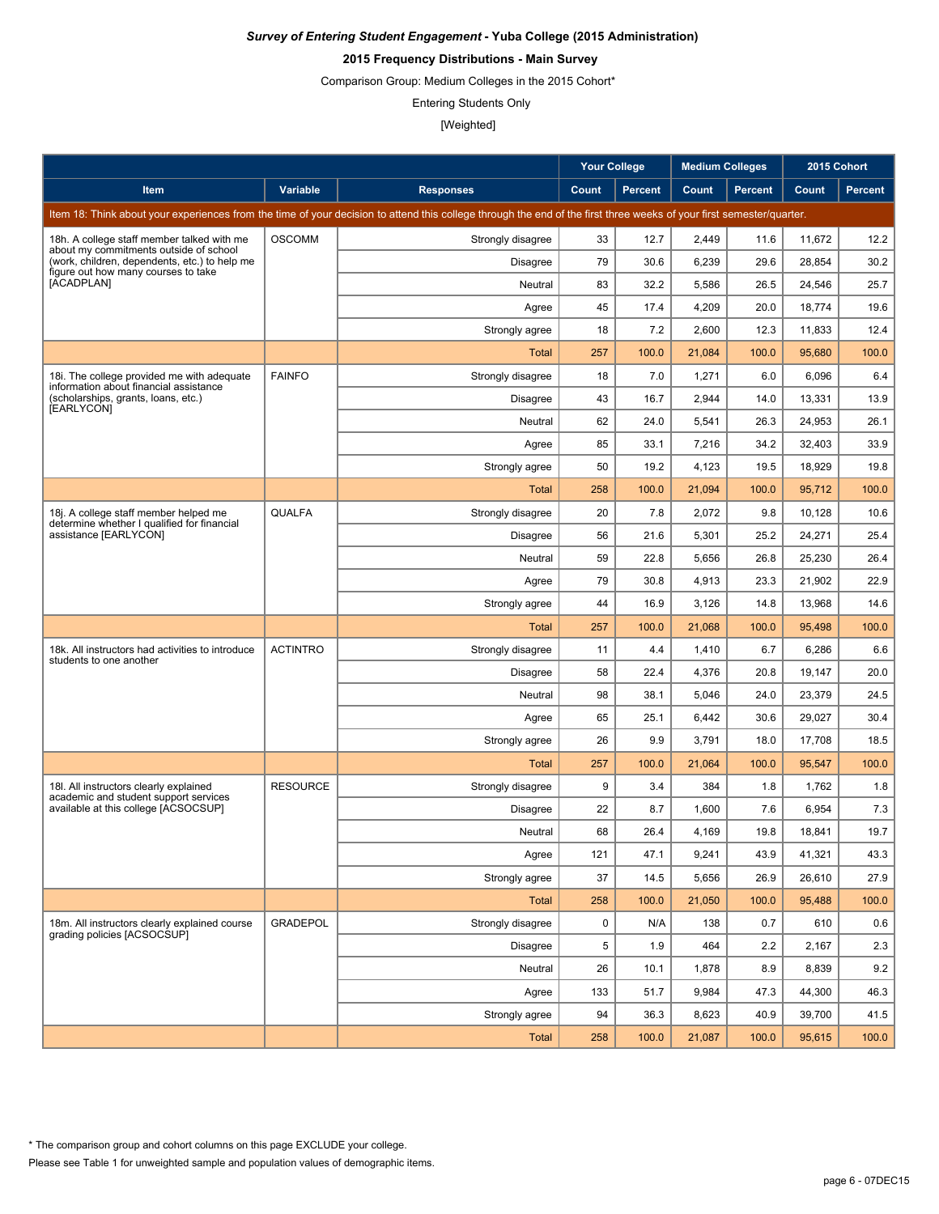***Survey of Entering Student Engagement*** **- Yuba College (2015 Administration)**

**2015 Frequency Distributions - Main Survey**

Comparison Group: Medium Colleges in the 2015 Cohort*

Entering Students Only

[Weighted]

| | | | Your College | | Medium Colleges | | 2015 Cohort | |
|---|---|---|---|---|---|---|---|---|
| **Item** | **Variable** | **Responses** | **Count** | **Percent** | **Count** | **Percent** | **Count** | **Percent** |
| Item 18: Think about your experiences from the time of your decision to attend this college through the end of the first three weeks of your first semester/quarter. | | | | | | | | |
| 18h. A college staff member talked with me about my commitments outside of school (work, children, dependents, etc.) to help me figure out how many courses to take [ACADPLAN] | OSCOMM | Strongly disagree | 33 | 12.7 | 2,449 | 11.6 | 11,672 | 12.2 |
| | | Disagree | 79 | 30.6 | 6,239 | 29.6 | 28,854 | 30.2 |
| | | Neutral | 83 | 32.2 | 5,586 | 26.5 | 24,546 | 25.7 |
| | | Agree | 45 | 17.4 | 4,209 | 20.0 | 18,774 | 19.6 |
| | | Strongly agree | 18 | 7.2 | 2,600 | 12.3 | 11,833 | 12.4 |
| | | Total | 257 | 100.0 | 21,084 | 100.0 | 95,680 | 100.0 |
| 18i. The college provided me with adequate information about financial assistance (scholarships, grants, loans, etc.) [EARLYCON] | FAINFO | Strongly disagree | 18 | 7.0 | 1,271 | 6.0 | 6,096 | 6.4 |
| | | Disagree | 43 | 16.7 | 2,944 | 14.0 | 13,331 | 13.9 |
| | | Neutral | 62 | 24.0 | 5,541 | 26.3 | 24,953 | 26.1 |
| | | Agree | 85 | 33.1 | 7,216 | 34.2 | 32,403 | 33.9 |
| | | Strongly agree | 50 | 19.2 | 4,123 | 19.5 | 18,929 | 19.8 |
| | | Total | 258 | 100.0 | 21,094 | 100.0 | 95,712 | 100.0 |
| 18j. A college staff member helped me determine whether I qualified for financial assistance [EARLYCON] | QUALFA | Strongly disagree | 20 | 7.8 | 2,072 | 9.8 | 10,128 | 10.6 |
| | | Disagree | 56 | 21.6 | 5,301 | 25.2 | 24,271 | 25.4 |
| | | Neutral | 59 | 22.8 | 5,656 | 26.8 | 25,230 | 26.4 |
| | | Agree | 79 | 30.8 | 4,913 | 23.3 | 21,902 | 22.9 |
| | | Strongly agree | 44 | 16.9 | 3,126 | 14.8 | 13,968 | 14.6 |
| | | Total | 257 | 100.0 | 21,068 | 100.0 | 95,498 | 100.0 |
| 18k. All instructors had activities to introduce students to one another | ACTINTRO | Strongly disagree | 11 | 4.4 | 1,410 | 6.7 | 6,286 | 6.6 |
| | | Disagree | 58 | 22.4 | 4,376 | 20.8 | 19,147 | 20.0 |
| | | Neutral | 98 | 38.1 | 5,046 | 24.0 | 23,379 | 24.5 |
| | | Agree | 65 | 25.1 | 6,442 | 30.6 | 29,027 | 30.4 |
| | | Strongly agree | 26 | 9.9 | 3,791 | 18.0 | 17,708 | 18.5 |
| | | Total | 257 | 100.0 | 21,064 | 100.0 | 95,547 | 100.0 |
| 18l. All instructors clearly explained academic and student support services available at this college [ACSOCSUP] | RESOURCE | Strongly disagree | 9 | 3.4 | 384 | 1.8 | 1,762 | 1.8 |
| | | Disagree | 22 | 8.7 | 1,600 | 7.6 | 6,954 | 7.3 |
| | | Neutral | 68 | 26.4 | 4,169 | 19.8 | 18,841 | 19.7 |
| | | Agree | 121 | 47.1 | 9,241 | 43.9 | 41,321 | 43.3 |
| | | Strongly agree | 37 | 14.5 | 5,656 | 26.9 | 26,610 | 27.9 |
| | | Total | 258 | 100.0 | 21,050 | 100.0 | 95,488 | 100.0 |
| 18m. All instructors clearly explained course grading policies [ACSOCSUP] | GRADEPOL | Strongly disagree | 0 | N/A | 138 | 0.7 | 610 | 0.6 |
| | | Disagree | 5 | 1.9 | 464 | 2.2 | 2,167 | 2.3 |
| | | Neutral | 26 | 10.1 | 1,878 | 8.9 | 8,839 | 9.2 |
| | | Agree | 133 | 51.7 | 9,984 | 47.3 | 44,300 | 46.3 |
| | | Strongly agree | 94 | 36.3 | 8,623 | 40.9 | 39,700 | 41.5 |
| | | Total | 258 | 100.0 | 21,087 | 100.0 | 95,615 | 100.0 |

* The comparison group and cohort columns on this page EXCLUDE your college.

Please see Table 1 for unweighted sample and population values of demographic items.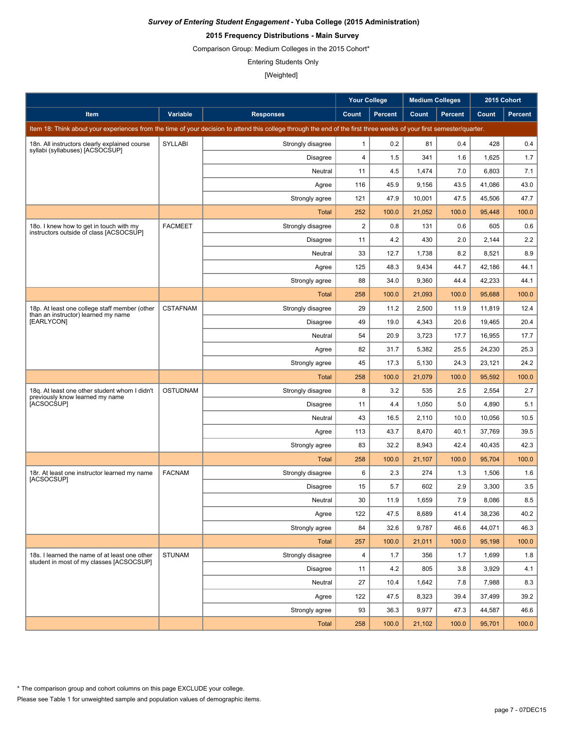***Survey of Entering Student Engagement* - Yuba College (2015 Administration)**

**2015 Frequency Distributions - Main Survey**

Comparison Group: Medium Colleges in the 2015 Cohort*

Entering Students Only

[Weighted]

| | | | Your College | | Medium Colleges | | 2015 Cohort | |
|---|---|---|---|---|---|---|---|---|
| **Item** | **Variable** | **Responses** | **Count** | **Percent** | **Count** | **Percent** | **Count** | **Percent** |
| Item 18: Think about your experiences from the time of your decision to attend this college through the end of the first three weeks of your first semester/quarter. | | | | | | | | |
| 18n. All instructors clearly explained course syllabi (syllabuses) [ACSOCSUP] | SYLLABI | Strongly disagree | 1 | 0.2 | 81 | 0.4 | 428 | 0.4 |
| | | Disagree | 4 | 1.5 | 341 | 1.6 | 1,625 | 1.7 |
| | | Neutral | 11 | 4.5 | 1,474 | 7.0 | 6,803 | 7.1 |
| | | Agree | 116 | 45.9 | 9,156 | 43.5 | 41,086 | 43.0 |
| | | Strongly agree | 121 | 47.9 | 10,001 | 47.5 | 45,506 | 47.7 |
| | | Total | 252 | 100.0 | 21,052 | 100.0 | 95,448 | 100.0 |
| 18o. I knew how to get in touch with my instructors outside of class [ACSOCSUP] | FACMEET | Strongly disagree | 2 | 0.8 | 131 | 0.6 | 605 | 0.6 |
| | | Disagree | 11 | 4.2 | 430 | 2.0 | 2,144 | 2.2 |
| | | Neutral | 33 | 12.7 | 1,738 | 8.2 | 8,521 | 8.9 |
| | | Agree | 125 | 48.3 | 9,434 | 44.7 | 42,186 | 44.1 |
| | | Strongly agree | 88 | 34.0 | 9,360 | 44.4 | 42,233 | 44.1 |
| | | Total | 258 | 100.0 | 21,093 | 100.0 | 95,688 | 100.0 |
| 18p. At least one college staff member (other than an instructor) learned my name [EARLYCON] | CSTAFNAM | Strongly disagree | 29 | 11.2 | 2,500 | 11.9 | 11,819 | 12.4 |
| | | Disagree | 49 | 19.0 | 4,343 | 20.6 | 19,465 | 20.4 |
| | | Neutral | 54 | 20.9 | 3,723 | 17.7 | 16,955 | 17.7 |
| | | Agree | 82 | 31.7 | 5,382 | 25.5 | 24,230 | 25.3 |
| | | Strongly agree | 45 | 17.3 | 5,130 | 24.3 | 23,121 | 24.2 |
| | | Total | 258 | 100.0 | 21,079 | 100.0 | 95,592 | 100.0 |
| 18q. At least one other student whom I didn't previously know learned my name [ACSOCSUP] | OSTUDNAM | Strongly disagree | 8 | 3.2 | 535 | 2.5 | 2,554 | 2.7 |
| | | Disagree | 11 | 4.4 | 1,050 | 5.0 | 4,890 | 5.1 |
| | | Neutral | 43 | 16.5 | 2,110 | 10.0 | 10,056 | 10.5 |
| | | Agree | 113 | 43.7 | 8,470 | 40.1 | 37,769 | 39.5 |
| | | Strongly agree | 83 | 32.2 | 8,943 | 42.4 | 40,435 | 42.3 |
| | | Total | 258 | 100.0 | 21,107 | 100.0 | 95,704 | 100.0 |
| 18r. At least one instructor learned my name [ACSOCSUP] | FACNAM | Strongly disagree | 6 | 2.3 | 274 | 1.3 | 1,506 | 1.6 |
| | | Disagree | 15 | 5.7 | 602 | 2.9 | 3,300 | 3.5 |
| | | Neutral | 30 | 11.9 | 1,659 | 7.9 | 8,086 | 8.5 |
| | | Agree | 122 | 47.5 | 8,689 | 41.4 | 38,236 | 40.2 |
| | | Strongly agree | 84 | 32.6 | 9,787 | 46.6 | 44,071 | 46.3 |
| | | Total | 257 | 100.0 | 21,011 | 100.0 | 95,198 | 100.0 |
| 18s. I learned the name of at least one other student in most of my classes [ACSOCSUP] | STUNAM | Strongly disagree | 4 | 1.7 | 356 | 1.7 | 1,699 | 1.8 |
| | | Disagree | 11 | 4.2 | 805 | 3.8 | 3,929 | 4.1 |
| | | Neutral | 27 | 10.4 | 1,642 | 7.8 | 7,988 | 8.3 |
| | | Agree | 122 | 47.5 | 8,323 | 39.4 | 37,499 | 39.2 |
| | | Strongly agree | 93 | 36.3 | 9,977 | 47.3 | 44,587 | 46.6 |
| | | Total | 258 | 100.0 | 21,102 | 100.0 | 95,701 | 100.0 |

\* The comparison group and cohort columns on this page EXCLUDE your college.

Please see Table 1 for unweighted sample and population values of demographic items.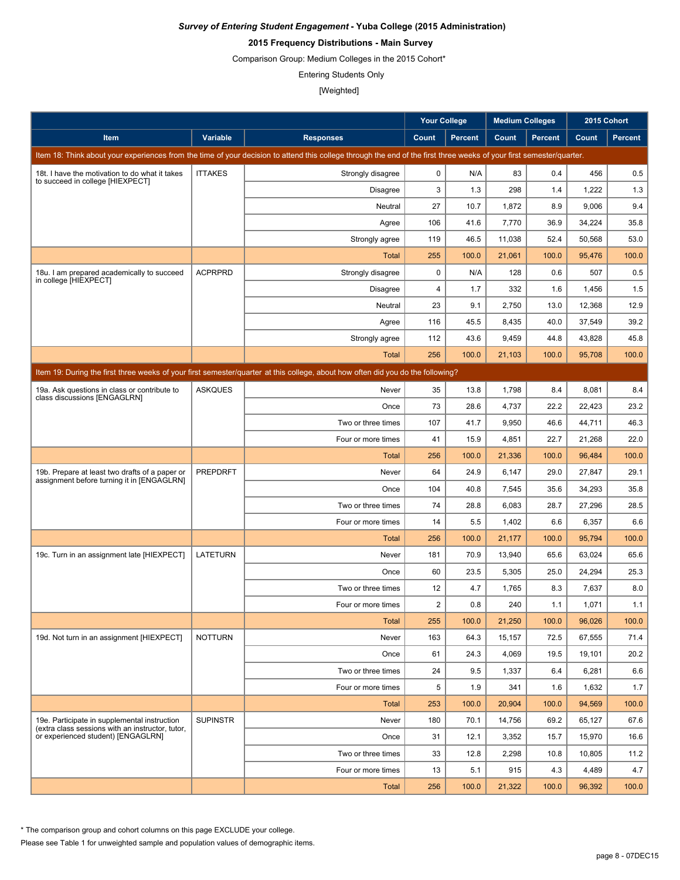***Survey of Entering Student Engagement* - Yuba College (2015 Administration)**

**2015 Frequency Distributions - Main Survey**

Comparison Group: Medium Colleges in the 2015 Cohort*

Entering Students Only

[Weighted]

| | | | Your College | | Medium Colleges | | 2015 Cohort | |
|---|---|---|---|---|---|---|---|---|
| **Item** | **Variable** | **Responses** | **Count** | **Percent** | **Count** | **Percent** | **Count** | **Percent** |
| Item 18: Think about your experiences from the time of your decision to attend this college through the end of the first three weeks of your first semester/quarter. | | | | | | | | |
| 18t. I have the motivation to do what it takes to succeed in college [HIEXPECT] | ITTAKES | Strongly disagree | 0 | N/A | 83 | 0.4 | 456 | 0.5 |
| | | Disagree | 3 | 1.3 | 298 | 1.4 | 1,222 | 1.3 |
| | | Neutral | 27 | 10.7 | 1,872 | 8.9 | 9,006 | 9.4 |
| | | Agree | 106 | 41.6 | 7,770 | 36.9 | 34,224 | 35.8 |
| | | Strongly agree | 119 | 46.5 | 11,038 | 52.4 | 50,568 | 53.0 |
| | | Total | 255 | 100.0 | 21,061 | 100.0 | 95,476 | 100.0 |
| 18u. I am prepared academically to succeed in college [HIEXPECT] | ACPRPRD | Strongly disagree | 0 | N/A | 128 | 0.6 | 507 | 0.5 |
| | | Disagree | 4 | 1.7 | 332 | 1.6 | 1,456 | 1.5 |
| | | Neutral | 23 | 9.1 | 2,750 | 13.0 | 12,368 | 12.9 |
| | | Agree | 116 | 45.5 | 8,435 | 40.0 | 37,549 | 39.2 |
| | | Strongly agree | 112 | 43.6 | 9,459 | 44.8 | 43,828 | 45.8 |
| | | Total | 256 | 100.0 | 21,103 | 100.0 | 95,708 | 100.0 |
| Item 19: During the first three weeks of your first semester/quarter at this college, about how often did you do the following? | | | | | | | | |
| 19a. Ask questions in class or contribute to class discussions [ENGAGLRN] | ASKQUES | Never | 35 | 13.8 | 1,798 | 8.4 | 8,081 | 8.4 |
| | | Once | 73 | 28.6 | 4,737 | 22.2 | 22,423 | 23.2 |
| | | Two or three times | 107 | 41.7 | 9,950 | 46.6 | 44,711 | 46.3 |
| | | Four or more times | 41 | 15.9 | 4,851 | 22.7 | 21,268 | 22.0 |
| | | Total | 256 | 100.0 | 21,336 | 100.0 | 96,484 | 100.0 |
| 19b. Prepare at least two drafts of a paper or assignment before turning it in [ENGAGLRN] | PREPDRFT | Never | 64 | 24.9 | 6,147 | 29.0 | 27,847 | 29.1 |
| | | Once | 104 | 40.8 | 7,545 | 35.6 | 34,293 | 35.8 |
| | | Two or three times | 74 | 28.8 | 6,083 | 28.7 | 27,296 | 28.5 |
| | | Four or more times | 14 | 5.5 | 1,402 | 6.6 | 6,357 | 6.6 |
| | | Total | 256 | 100.0 | 21,177 | 100.0 | 95,794 | 100.0 |
| 19c. Turn in an assignment late [HIEXPECT] | LATETURN | Never | 181 | 70.9 | 13,940 | 65.6 | 63,024 | 65.6 |
| | | Once | 60 | 23.5 | 5,305 | 25.0 | 24,294 | 25.3 |
| | | Two or three times | 12 | 4.7 | 1,765 | 8.3 | 7,637 | 8.0 |
| | | Four or more times | 2 | 0.8 | 240 | 1.1 | 1,071 | 1.1 |
| | | Total | 255 | 100.0 | 21,250 | 100.0 | 96,026 | 100.0 |
| 19d. Not turn in an assignment [HIEXPECT] | NOTTURN | Never | 163 | 64.3 | 15,157 | 72.5 | 67,555 | 71.4 |
| | | Once | 61 | 24.3 | 4,069 | 19.5 | 19,101 | 20.2 |
| | | Two or three times | 24 | 9.5 | 1,337 | 6.4 | 6,281 | 6.6 |
| | | Four or more times | 5 | 1.9 | 341 | 1.6 | 1,632 | 1.7 |
| | | Total | 253 | 100.0 | 20,904 | 100.0 | 94,569 | 100.0 |
| 19e. Participate in supplemental instruction (extra class sessions with an instructor, tutor, or experienced student) [ENGAGLRN] | SUPINSTR | Never | 180 | 70.1 | 14,756 | 69.2 | 65,127 | 67.6 |
| | | Once | 31 | 12.1 | 3,352 | 15.7 | 15,970 | 16.6 |
| | | Two or three times | 33 | 12.8 | 2,298 | 10.8 | 10,805 | 11.2 |
| | | Four or more times | 13 | 5.1 | 915 | 4.3 | 4,489 | 4.7 |
| | | Total | 256 | 100.0 | 21,322 | 100.0 | 96,392 | 100.0 |

* The comparison group and cohort columns on this page EXCLUDE your college.

Please see Table 1 for unweighted sample and population values of demographic items.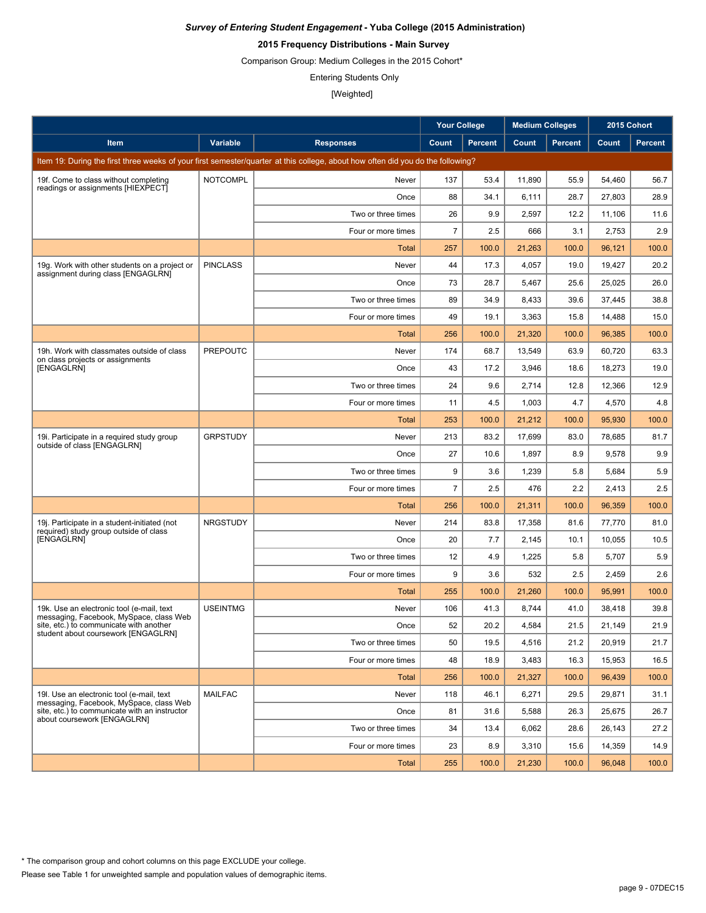***Survey of Entering Student Engagement* - Yuba College (2015 Administration)**

**2015 Frequency Distributions - Main Survey**

Comparison Group: Medium Colleges in the 2015 Cohort*

Entering Students Only

[Weighted]

| Item | Variable | Responses | Your College | | Medium Colleges | | 2015 Cohort | |
|---|---|---|---|---|---|---|---|---|
| | | | Count | Percent | Count | Percent | Count | Percent |
| Item 19: During the first three weeks of your first semester/quarter at this college, about how often did you do the following? | | | | | | | | |
| 19f. Come to class without completing readings or assignments [HIEXPECT] | NOTCOMPL | Never | 137 | 53.4 | 11,890 | 55.9 | 54,460 | 56.7 |
| | | Once | 88 | 34.1 | 6,111 | 28.7 | 27,803 | 28.9 |
| | | Two or three times | 26 | 9.9 | 2,597 | 12.2 | 11,106 | 11.6 |
| | | Four or more times | 7 | 2.5 | 666 | 3.1 | 2,753 | 2.9 |
| | | Total | 257 | 100.0 | 21,263 | 100.0 | 96,121 | 100.0 |
| 19g. Work with other students on a project or assignment during class [ENGAGLRN] | PINCLASS | Never | 44 | 17.3 | 4,057 | 19.0 | 19,427 | 20.2 |
| | | Once | 73 | 28.7 | 5,467 | 25.6 | 25,025 | 26.0 |
| | | Two or three times | 89 | 34.9 | 8,433 | 39.6 | 37,445 | 38.8 |
| | | Four or more times | 49 | 19.1 | 3,363 | 15.8 | 14,488 | 15.0 |
| | | Total | 256 | 100.0 | 21,320 | 100.0 | 96,385 | 100.0 |
| 19h. Work with classmates outside of class on class projects or assignments [ENGAGLRN] | PREPOUTC | Never | 174 | 68.7 | 13,549 | 63.9 | 60,720 | 63.3 |
| | | Once | 43 | 17.2 | 3,946 | 18.6 | 18,273 | 19.0 |
| | | Two or three times | 24 | 9.6 | 2,714 | 12.8 | 12,366 | 12.9 |
| | | Four or more times | 11 | 4.5 | 1,003 | 4.7 | 4,570 | 4.8 |
| | | Total | 253 | 100.0 | 21,212 | 100.0 | 95,930 | 100.0 |
| 19i. Participate in a required study group outside of class [ENGAGLRN] | GRPSTUDY | Never | 213 | 83.2 | 17,699 | 83.0 | 78,685 | 81.7 |
| | | Once | 27 | 10.6 | 1,897 | 8.9 | 9,578 | 9.9 |
| | | Two or three times | 9 | 3.6 | 1,239 | 5.8 | 5,684 | 5.9 |
| | | Four or more times | 7 | 2.5 | 476 | 2.2 | 2,413 | 2.5 |
| | | Total | 256 | 100.0 | 21,311 | 100.0 | 96,359 | 100.0 |
| 19j. Participate in a student-initiated (not required) study group outside of class [ENGAGLRN] | NRGSTUDY | Never | 214 | 83.8 | 17,358 | 81.6 | 77,770 | 81.0 |
| | | Once | 20 | 7.7 | 2,145 | 10.1 | 10,055 | 10.5 |
| | | Two or three times | 12 | 4.9 | 1,225 | 5.8 | 5,707 | 5.9 |
| | | Four or more times | 9 | 3.6 | 532 | 2.5 | 2,459 | 2.6 |
| | | Total | 255 | 100.0 | 21,260 | 100.0 | 95,991 | 100.0 |
| 19k. Use an electronic tool (e-mail, text messaging, Facebook, MySpace, class Web site, etc.) to communicate with another student about coursework [ENGAGLRN] | USEINTMG | Never | 106 | 41.3 | 8,744 | 41.0 | 38,418 | 39.8 |
| | | Once | 52 | 20.2 | 4,584 | 21.5 | 21,149 | 21.9 |
| | | Two or three times | 50 | 19.5 | 4,516 | 21.2 | 20,919 | 21.7 |
| | | Four or more times | 48 | 18.9 | 3,483 | 16.3 | 15,953 | 16.5 |
| | | Total | 256 | 100.0 | 21,327 | 100.0 | 96,439 | 100.0 |
| 19l. Use an electronic tool (e-mail, text messaging, Facebook, MySpace, class Web site, etc.) to communicate with an instructor about coursework [ENGAGLRN] | MAILFAC | Never | 118 | 46.1 | 6,271 | 29.5 | 29,871 | 31.1 |
| | | Once | 81 | 31.6 | 5,588 | 26.3 | 25,675 | 26.7 |
| | | Two or three times | 34 | 13.4 | 6,062 | 28.6 | 26,143 | 27.2 |
| | | Four or more times | 23 | 8.9 | 3,310 | 15.6 | 14,359 | 14.9 |
| | | Total | 255 | 100.0 | 21,230 | 100.0 | 96,048 | 100.0 |

* The comparison group and cohort columns on this page EXCLUDE your college.

Please see Table 1 for unweighted sample and population values of demographic items.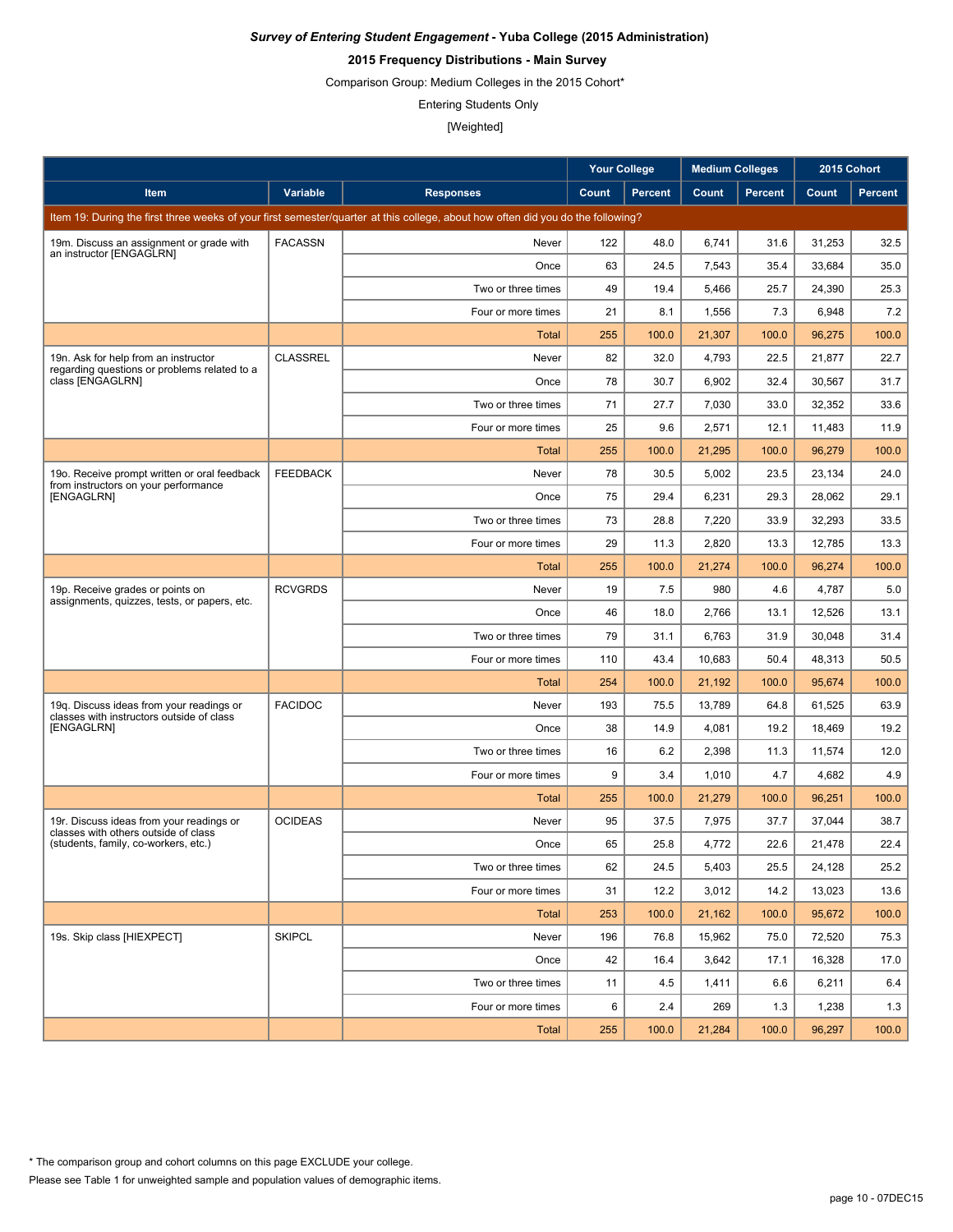***Survey of Entering Student Engagement* - Yuba College (2015 Administration)**

**2015 Frequency Distributions - Main Survey**

Comparison Group: Medium Colleges in the 2015 Cohort*

Entering Students Only

[Weighted]

| | | | Your College | | Medium Colleges | | 2015 Cohort | |
|---|---|---|---|---|---|---|---|---|
| **Item** | **Variable** | **Responses** | **Count** | **Percent** | **Count** | **Percent** | **Count** | **Percent** |
| Item 19: During the first three weeks of your first semester/quarter at this college, about how often did you do the following? | | | | | | | | |
| 19m. Discuss an assignment or grade with an instructor [ENGAGLRN] | FACASSN | Never | 122 | 48.0 | 6,741 | 31.6 | 31,253 | 32.5 |
| | | Once | 63 | 24.5 | 7,543 | 35.4 | 33,684 | 35.0 |
| | | Two or three times | 49 | 19.4 | 5,466 | 25.7 | 24,390 | 25.3 |
| | | Four or more times | 21 | 8.1 | 1,556 | 7.3 | 6,948 | 7.2 |
| | | Total | 255 | 100.0 | 21,307 | 100.0 | 96,275 | 100.0 |
| 19n. Ask for help from an instructor regarding questions or problems related to a class [ENGAGLRN] | CLASSREL | Never | 82 | 32.0 | 4,793 | 22.5 | 21,877 | 22.7 |
| | | Once | 78 | 30.7 | 6,902 | 32.4 | 30,567 | 31.7 |
| | | Two or three times | 71 | 27.7 | 7,030 | 33.0 | 32,352 | 33.6 |
| | | Four or more times | 25 | 9.6 | 2,571 | 12.1 | 11,483 | 11.9 |
| | | Total | 255 | 100.0 | 21,295 | 100.0 | 96,279 | 100.0 |
| 19o. Receive prompt written or oral feedback from instructors on your performance [ENGAGLRN] | FEEDBACK | Never | 78 | 30.5 | 5,002 | 23.5 | 23,134 | 24.0 |
| | | Once | 75 | 29.4 | 6,231 | 29.3 | 28,062 | 29.1 |
| | | Two or three times | 73 | 28.8 | 7,220 | 33.9 | 32,293 | 33.5 |
| | | Four or more times | 29 | 11.3 | 2,820 | 13.3 | 12,785 | 13.3 |
| | | Total | 255 | 100.0 | 21,274 | 100.0 | 96,274 | 100.0 |
| 19p. Receive grades or points on assignments, quizzes, tests, or papers, etc. | RCVGRDS | Never | 19 | 7.5 | 980 | 4.6 | 4,787 | 5.0 |
| | | Once | 46 | 18.0 | 2,766 | 13.1 | 12,526 | 13.1 |
| | | Two or three times | 79 | 31.1 | 6,763 | 31.9 | 30,048 | 31.4 |
| | | Four or more times | 110 | 43.4 | 10,683 | 50.4 | 48,313 | 50.5 |
| | | Total | 254 | 100.0 | 21,192 | 100.0 | 95,674 | 100.0 |
| 19q. Discuss ideas from your readings or classes with instructors outside of class [ENGAGLRN] | FACIDOC | Never | 193 | 75.5 | 13,789 | 64.8 | 61,525 | 63.9 |
| | | Once | 38 | 14.9 | 4,081 | 19.2 | 18,469 | 19.2 |
| | | Two or three times | 16 | 6.2 | 2,398 | 11.3 | 11,574 | 12.0 |
| | | Four or more times | 9 | 3.4 | 1,010 | 4.7 | 4,682 | 4.9 |
| | | Total | 255 | 100.0 | 21,279 | 100.0 | 96,251 | 100.0 |
| 19r. Discuss ideas from your readings or classes with others outside of class (students, family, co-workers, etc.) | OCIDEAS | Never | 95 | 37.5 | 7,975 | 37.7 | 37,044 | 38.7 |
| | | Once | 65 | 25.8 | 4,772 | 22.6 | 21,478 | 22.4 |
| | | Two or three times | 62 | 24.5 | 5,403 | 25.5 | 24,128 | 25.2 |
| | | Four or more times | 31 | 12.2 | 3,012 | 14.2 | 13,023 | 13.6 |
| | | Total | 253 | 100.0 | 21,162 | 100.0 | 95,672 | 100.0 |
| 19s. Skip class [HIEXPECT] | SKIPCL | Never | 196 | 76.8 | 15,962 | 75.0 | 72,520 | 75.3 |
| | | Once | 42 | 16.4 | 3,642 | 17.1 | 16,328 | 17.0 |
| | | Two or three times | 11 | 4.5 | 1,411 | 6.6 | 6,211 | 6.4 |
| | | Four or more times | 6 | 2.4 | 269 | 1.3 | 1,238 | 1.3 |
| | | Total | 255 | 100.0 | 21,284 | 100.0 | 96,297 | 100.0 |

* The comparison group and cohort columns on this page EXCLUDE your college.

Please see Table 1 for unweighted sample and population values of demographic items.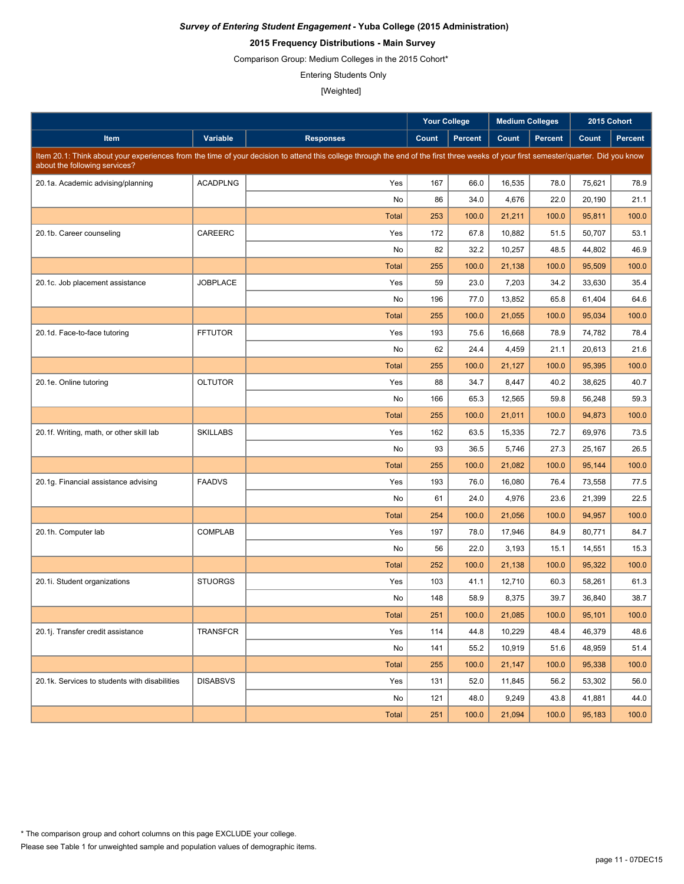***Survey of Entering Student Engagement* - Yuba College (2015 Administration)**

**2015 Frequency Distributions - Main Survey**

Comparison Group: Medium Colleges in the 2015 Cohort*

Entering Students Only

[Weighted]

| | | | Your College | | Medium Colleges | | 2015 Cohort | |
|---|---|---|---|---|---|---|---|---|
| **Item** | **Variable** | **Responses** | **Count** | **Percent** | **Count** | **Percent** | **Count** | **Percent** |
| Item 20.1: Think about your experiences from the time of your decision to attend this college through the end of the first three weeks of your first semester/quarter. Did you know about the following services? | | | | | | | | |
| 20.1a. Academic advising/planning | ACADPLNG | Yes | 167 | 66.0 | 16,535 | 78.0 | 75,621 | 78.9 |
| | | No | 86 | 34.0 | 4,676 | 22.0 | 20,190 | 21.1 |
| | | Total | 253 | 100.0 | 21,211 | 100.0 | 95,811 | 100.0 |
| 20.1b. Career counseling | CAREERC | Yes | 172 | 67.8 | 10,882 | 51.5 | 50,707 | 53.1 |
| | | No | 82 | 32.2 | 10,257 | 48.5 | 44,802 | 46.9 |
| | | Total | 255 | 100.0 | 21,138 | 100.0 | 95,509 | 100.0 |
| 20.1c. Job placement assistance | JOBPLACE | Yes | 59 | 23.0 | 7,203 | 34.2 | 33,630 | 35.4 |
| | | No | 196 | 77.0 | 13,852 | 65.8 | 61,404 | 64.6 |
| | | Total | 255 | 100.0 | 21,055 | 100.0 | 95,034 | 100.0 |
| 20.1d. Face-to-face tutoring | FFTUTOR | Yes | 193 | 75.6 | 16,668 | 78.9 | 74,782 | 78.4 |
| | | No | 62 | 24.4 | 4,459 | 21.1 | 20,613 | 21.6 |
| | | Total | 255 | 100.0 | 21,127 | 100.0 | 95,395 | 100.0 |
| 20.1e. Online tutoring | OLTUTOR | Yes | 88 | 34.7 | 8,447 | 40.2 | 38,625 | 40.7 |
| | | No | 166 | 65.3 | 12,565 | 59.8 | 56,248 | 59.3 |
| | | Total | 255 | 100.0 | 21,011 | 100.0 | 94,873 | 100.0 |
| 20.1f. Writing, math, or other skill lab | SKILLABS | Yes | 162 | 63.5 | 15,335 | 72.7 | 69,976 | 73.5 |
| | | No | 93 | 36.5 | 5,746 | 27.3 | 25,167 | 26.5 |
| | | Total | 255 | 100.0 | 21,082 | 100.0 | 95,144 | 100.0 |
| 20.1g. Financial assistance advising | FAADVS | Yes | 193 | 76.0 | 16,080 | 76.4 | 73,558 | 77.5 |
| | | No | 61 | 24.0 | 4,976 | 23.6 | 21,399 | 22.5 |
| | | Total | 254 | 100.0 | 21,056 | 100.0 | 94,957 | 100.0 |
| 20.1h. Computer lab | COMPLAB | Yes | 197 | 78.0 | 17,946 | 84.9 | 80,771 | 84.7 |
| | | No | 56 | 22.0 | 3,193 | 15.1 | 14,551 | 15.3 |
| | | Total | 252 | 100.0 | 21,138 | 100.0 | 95,322 | 100.0 |
| 20.1i. Student organizations | STUORGS | Yes | 103 | 41.1 | 12,710 | 60.3 | 58,261 | 61.3 |
| | | No | 148 | 58.9 | 8,375 | 39.7 | 36,840 | 38.7 |
| | | Total | 251 | 100.0 | 21,085 | 100.0 | 95,101 | 100.0 |
| 20.1j. Transfer credit assistance | TRANSFCR | Yes | 114 | 44.8 | 10,229 | 48.4 | 46,379 | 48.6 |
| | | No | 141 | 55.2 | 10,919 | 51.6 | 48,959 | 51.4 |
| | | Total | 255 | 100.0 | 21,147 | 100.0 | 95,338 | 100.0 |
| 20.1k. Services to students with disabilities | DISABSVS | Yes | 131 | 52.0 | 11,845 | 56.2 | 53,302 | 56.0 |
| | | No | 121 | 48.0 | 9,249 | 43.8 | 41,881 | 44.0 |
| | | Total | 251 | 100.0 | 21,094 | 100.0 | 95,183 | 100.0 |

\* The comparison group and cohort columns on this page EXCLUDE your college.

Please see Table 1 for unweighted sample and population values of demographic items.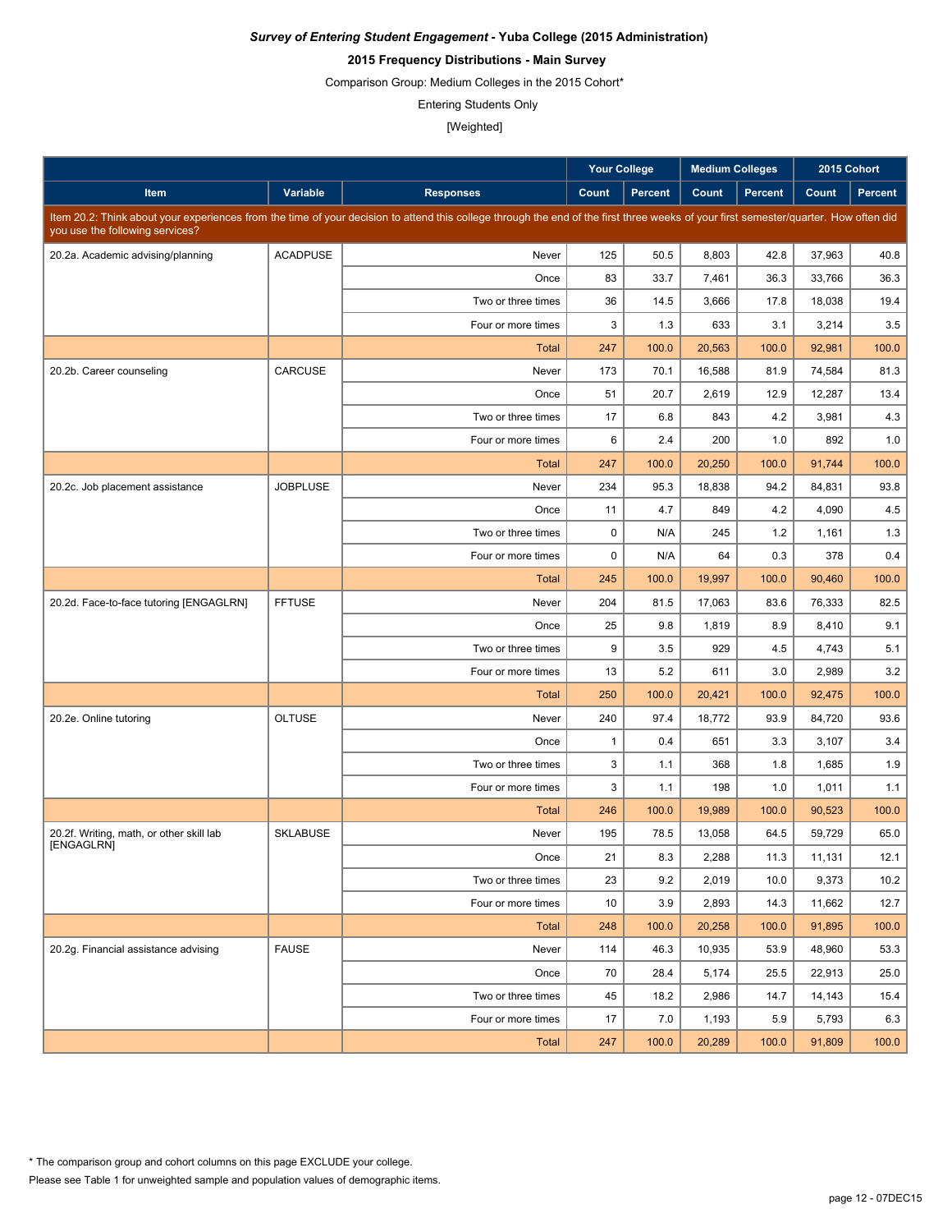***Survey of Entering Student Engagement* - Yuba College (2015 Administration)**

**2015 Frequency Distributions - Main Survey**

Comparison Group: Medium Colleges in the 2015 Cohort*

Entering Students Only

[Weighted]

| | | | Your College | | Medium Colleges | | 2015 Cohort | |
|---|---|---|---|---|---|---|---|---|
| **Item** | **Variable** | **Responses** | **Count** | **Percent** | **Count** | **Percent** | **Count** | **Percent** |
| Item 20.2: Think about your experiences from the time of your decision to attend this college through the end of the first three weeks of your first semester/quarter. How often did you use the following services? | | | | | | | | |
| 20.2a. Academic advising/planning | ACADPUSE | Never | 125 | 50.5 | 8,803 | 42.8 | 37,963 | 40.8 |
| | | Once | 83 | 33.7 | 7,461 | 36.3 | 33,766 | 36.3 |
| | | Two or three times | 36 | 14.5 | 3,666 | 17.8 | 18,038 | 19.4 |
| | | Four or more times | 3 | 1.3 | 633 | 3.1 | 3,214 | 3.5 |
| | | Total | 247 | 100.0 | 20,563 | 100.0 | 92,981 | 100.0 |
| 20.2b. Career counseling | CARCUSE | Never | 173 | 70.1 | 16,588 | 81.9 | 74,584 | 81.3 |
| | | Once | 51 | 20.7 | 2,619 | 12.9 | 12,287 | 13.4 |
| | | Two or three times | 17 | 6.8 | 843 | 4.2 | 3,981 | 4.3 |
| | | Four or more times | 6 | 2.4 | 200 | 1.0 | 892 | 1.0 |
| | | Total | 247 | 100.0 | 20,250 | 100.0 | 91,744 | 100.0 |
| 20.2c. Job placement assistance | JOBPLUSE | Never | 234 | 95.3 | 18,838 | 94.2 | 84,831 | 93.8 |
| | | Once | 11 | 4.7 | 849 | 4.2 | 4,090 | 4.5 |
| | | Two or three times | 0 | N/A | 245 | 1.2 | 1,161 | 1.3 |
| | | Four or more times | 0 | N/A | 64 | 0.3 | 378 | 0.4 |
| | | Total | 245 | 100.0 | 19,997 | 100.0 | 90,460 | 100.0 |
| 20.2d. Face-to-face tutoring [ENGAGLRN] | FFTUSE | Never | 204 | 81.5 | 17,063 | 83.6 | 76,333 | 82.5 |
| | | Once | 25 | 9.8 | 1,819 | 8.9 | 8,410 | 9.1 |
| | | Two or three times | 9 | 3.5 | 929 | 4.5 | 4,743 | 5.1 |
| | | Four or more times | 13 | 5.2 | 611 | 3.0 | 2,989 | 3.2 |
| | | Total | 250 | 100.0 | 20,421 | 100.0 | 92,475 | 100.0 |
| 20.2e. Online tutoring | OLTUSE | Never | 240 | 97.4 | 18,772 | 93.9 | 84,720 | 93.6 |
| | | Once | 1 | 0.4 | 651 | 3.3 | 3,107 | 3.4 |
| | | Two or three times | 3 | 1.1 | 368 | 1.8 | 1,685 | 1.9 |
| | | Four or more times | 3 | 1.1 | 198 | 1.0 | 1,011 | 1.1 |
| | | Total | 246 | 100.0 | 19,989 | 100.0 | 90,523 | 100.0 |
| 20.2f. Writing, math, or other skill lab [ENGAGLRN] | SKLABUSE | Never | 195 | 78.5 | 13,058 | 64.5 | 59,729 | 65.0 |
| | | Once | 21 | 8.3 | 2,288 | 11.3 | 11,131 | 12.1 |
| | | Two or three times | 23 | 9.2 | 2,019 | 10.0 | 9,373 | 10.2 |
| | | Four or more times | 10 | 3.9 | 2,893 | 14.3 | 11,662 | 12.7 |
| | | Total | 248 | 100.0 | 20,258 | 100.0 | 91,895 | 100.0 |
| 20.2g. Financial assistance advising | FAUSE | Never | 114 | 46.3 | 10,935 | 53.9 | 48,960 | 53.3 |
| | | Once | 70 | 28.4 | 5,174 | 25.5 | 22,913 | 25.0 |
| | | Two or three times | 45 | 18.2 | 2,986 | 14.7 | 14,143 | 15.4 |
| | | Four or more times | 17 | 7.0 | 1,193 | 5.9 | 5,793 | 6.3 |
| | | Total | 247 | 100.0 | 20,289 | 100.0 | 91,809 | 100.0 |

* The comparison group and cohort columns on this page EXCLUDE your college.

Please see Table 1 for unweighted sample and population values of demographic items.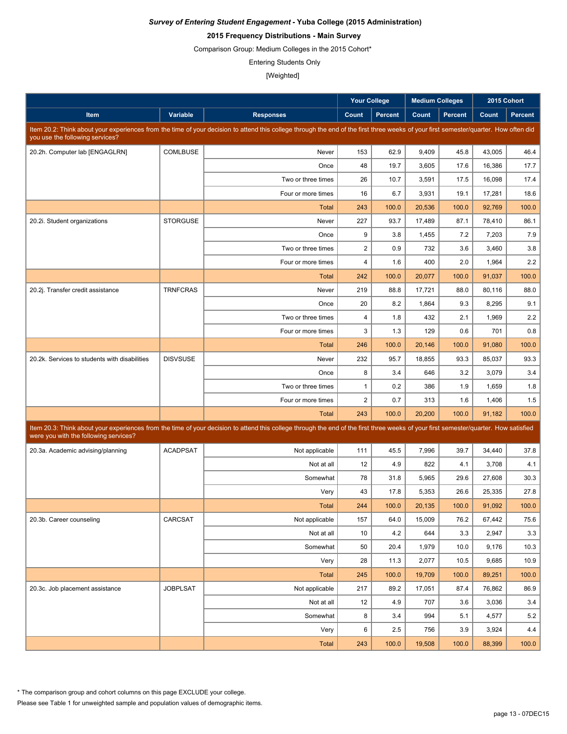***Survey of Entering Student Engagement* - Yuba College (2015 Administration)**

**2015 Frequency Distributions - Main Survey**

Comparison Group: Medium Colleges in the 2015 Cohort*

Entering Students Only

[Weighted]

| | | | Your College | | Medium Colleges | | 2015 Cohort | |
|---|---|---|---|---|---|---|---|---|
| **Item** | **Variable** | **Responses** | **Count** | **Percent** | **Count** | **Percent** | **Count** | **Percent** |
| Item 20.2: Think about your experiences from the time of your decision to attend this college through the end of the first three weeks of your first semester/quarter. How often did you use the following services? | | | | | | | | |
| 20.2h. Computer lab [ENGAGLRN] | COMLBUSE | Never | 153 | 62.9 | 9,409 | 45.8 | 43,005 | 46.4 |
| | | Once | 48 | 19.7 | 3,605 | 17.6 | 16,386 | 17.7 |
| | | Two or three times | 26 | 10.7 | 3,591 | 17.5 | 16,098 | 17.4 |
| | | Four or more times | 16 | 6.7 | 3,931 | 19.1 | 17,281 | 18.6 |
| | | Total | 243 | 100.0 | 20,536 | 100.0 | 92,769 | 100.0 |
| 20.2i. Student organizations | STORGUSE | Never | 227 | 93.7 | 17,489 | 87.1 | 78,410 | 86.1 |
| | | Once | 9 | 3.8 | 1,455 | 7.2 | 7,203 | 7.9 |
| | | Two or three times | 2 | 0.9 | 732 | 3.6 | 3,460 | 3.8 |
| | | Four or more times | 4 | 1.6 | 400 | 2.0 | 1,964 | 2.2 |
| | | Total | 242 | 100.0 | 20,077 | 100.0 | 91,037 | 100.0 |
| 20.2j. Transfer credit assistance | TRNFCRAS | Never | 219 | 88.8 | 17,721 | 88.0 | 80,116 | 88.0 |
| | | Once | 20 | 8.2 | 1,864 | 9.3 | 8,295 | 9.1 |
| | | Two or three times | 4 | 1.8 | 432 | 2.1 | 1,969 | 2.2 |
| | | Four or more times | 3 | 1.3 | 129 | 0.6 | 701 | 0.8 |
| | | Total | 246 | 100.0 | 20,146 | 100.0 | 91,080 | 100.0 |
| 20.2k. Services to students with disabilities | DISVSUSE | Never | 232 | 95.7 | 18,855 | 93.3 | 85,037 | 93.3 |
| | | Once | 8 | 3.4 | 646 | 3.2 | 3,079 | 3.4 |
| | | Two or three times | 1 | 0.2 | 386 | 1.9 | 1,659 | 1.8 |
| | | Four or more times | 2 | 0.7 | 313 | 1.6 | 1,406 | 1.5 |
| | | Total | 243 | 100.0 | 20,200 | 100.0 | 91,182 | 100.0 |
| Item 20.3: Think about your experiences from the time of your decision to attend this college through the end of the first three weeks of your first semester/quarter. How satisfied were you with the following services? | | | | | | | | |
| 20.3a. Academic advising/planning | ACADPSAT | Not applicable | 111 | 45.5 | 7,996 | 39.7 | 34,440 | 37.8 |
| | | Not at all | 12 | 4.9 | 822 | 4.1 | 3,708 | 4.1 |
| | | Somewhat | 78 | 31.8 | 5,965 | 29.6 | 27,608 | 30.3 |
| | | Very | 43 | 17.8 | 5,353 | 26.6 | 25,335 | 27.8 |
| | | Total | 244 | 100.0 | 20,135 | 100.0 | 91,092 | 100.0 |
| 20.3b. Career counseling | CARCSAT | Not applicable | 157 | 64.0 | 15,009 | 76.2 | 67,442 | 75.6 |
| | | Not at all | 10 | 4.2 | 644 | 3.3 | 2,947 | 3.3 |
| | | Somewhat | 50 | 20.4 | 1,979 | 10.0 | 9,176 | 10.3 |
| | | Very | 28 | 11.3 | 2,077 | 10.5 | 9,685 | 10.9 |
| | | Total | 245 | 100.0 | 19,709 | 100.0 | 89,251 | 100.0 |
| 20.3c. Job placement assistance | JOBPLSAT | Not applicable | 217 | 89.2 | 17,051 | 87.4 | 76,862 | 86.9 |
| | | Not at all | 12 | 4.9 | 707 | 3.6 | 3,036 | 3.4 |
| | | Somewhat | 8 | 3.4 | 994 | 5.1 | 4,577 | 5.2 |
| | | Very | 6 | 2.5 | 756 | 3.9 | 3,924 | 4.4 |
| | | Total | 243 | 100.0 | 19,508 | 100.0 | 88,399 | 100.0 |

* The comparison group and cohort columns on this page EXCLUDE your college.

Please see Table 1 for unweighted sample and population values of demographic items.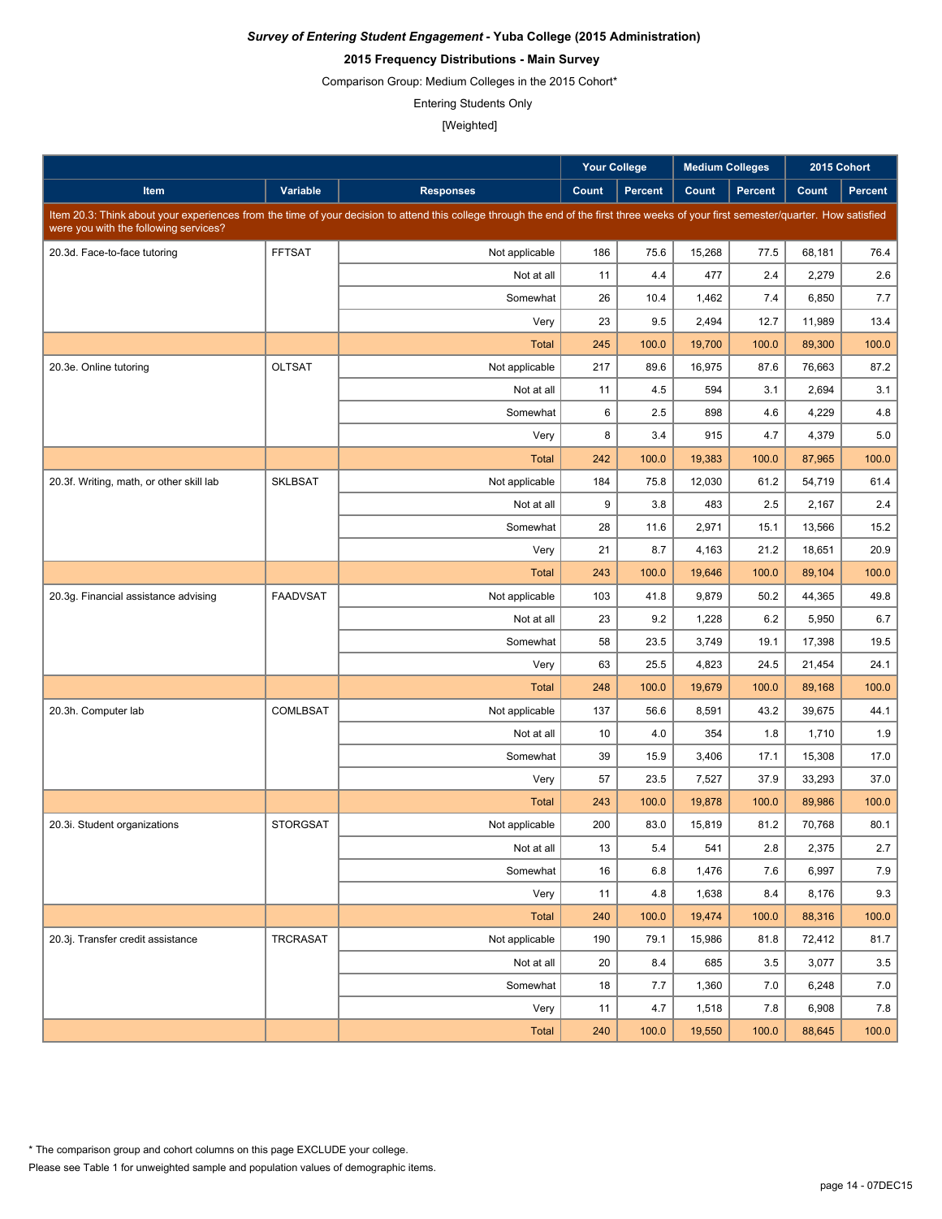***Survey of Entering Student Engagement* - Yuba College (2015 Administration)**

**2015 Frequency Distributions - Main Survey**

Comparison Group: Medium Colleges in the 2015 Cohort*

Entering Students Only

[Weighted]

| | | | Your College | | Medium Colleges | | 2015 Cohort | |
|---|---|---|---|---|---|---|---|---|
| Item | Variable | Responses | Count | Percent | Count | Percent | Count | Percent |
| Item 20.3: Think about your experiences from the time of your decision to attend this college through the end of the first three weeks of your first semester/quarter. How satisfied were you with the following services? | | | | | | | | |
| 20.3d. Face-to-face tutoring | FFTSAT | Not applicable | 186 | 75.6 | 15,268 | 77.5 | 68,181 | 76.4 |
| | | Not at all | 11 | 4.4 | 477 | 2.4 | 2,279 | 2.6 |
| | | Somewhat | 26 | 10.4 | 1,462 | 7.4 | 6,850 | 7.7 |
| | | Very | 23 | 9.5 | 2,494 | 12.7 | 11,989 | 13.4 |
| | | Total | 245 | 100.0 | 19,700 | 100.0 | 89,300 | 100.0 |
| 20.3e. Online tutoring | OLTSAT | Not applicable | 217 | 89.6 | 16,975 | 87.6 | 76,663 | 87.2 |
| | | Not at all | 11 | 4.5 | 594 | 3.1 | 2,694 | 3.1 |
| | | Somewhat | 6 | 2.5 | 898 | 4.6 | 4,229 | 4.8 |
| | | Very | 8 | 3.4 | 915 | 4.7 | 4,379 | 5.0 |
| | | Total | 242 | 100.0 | 19,383 | 100.0 | 87,965 | 100.0 |
| 20.3f. Writing, math, or other skill lab | SKLBSAT | Not applicable | 184 | 75.8 | 12,030 | 61.2 | 54,719 | 61.4 |
| | | Not at all | 9 | 3.8 | 483 | 2.5 | 2,167 | 2.4 |
| | | Somewhat | 28 | 11.6 | 2,971 | 15.1 | 13,566 | 15.2 |
| | | Very | 21 | 8.7 | 4,163 | 21.2 | 18,651 | 20.9 |
| | | Total | 243 | 100.0 | 19,646 | 100.0 | 89,104 | 100.0 |
| 20.3g. Financial assistance advising | FAADVSAT | Not applicable | 103 | 41.8 | 9,879 | 50.2 | 44,365 | 49.8 |
| | | Not at all | 23 | 9.2 | 1,228 | 6.2 | 5,950 | 6.7 |
| | | Somewhat | 58 | 23.5 | 3,749 | 19.1 | 17,398 | 19.5 |
| | | Very | 63 | 25.5 | 4,823 | 24.5 | 21,454 | 24.1 |
| | | Total | 248 | 100.0 | 19,679 | 100.0 | 89,168 | 100.0 |
| 20.3h. Computer lab | COMLBSAT | Not applicable | 137 | 56.6 | 8,591 | 43.2 | 39,675 | 44.1 |
| | | Not at all | 10 | 4.0 | 354 | 1.8 | 1,710 | 1.9 |
| | | Somewhat | 39 | 15.9 | 3,406 | 17.1 | 15,308 | 17.0 |
| | | Very | 57 | 23.5 | 7,527 | 37.9 | 33,293 | 37.0 |
| | | Total | 243 | 100.0 | 19,878 | 100.0 | 89,986 | 100.0 |
| 20.3i. Student organizations | STORGSAT | Not applicable | 200 | 83.0 | 15,819 | 81.2 | 70,768 | 80.1 |
| | | Not at all | 13 | 5.4 | 541 | 2.8 | 2,375 | 2.7 |
| | | Somewhat | 16 | 6.8 | 1,476 | 7.6 | 6,997 | 7.9 |
| | | Very | 11 | 4.8 | 1,638 | 8.4 | 8,176 | 9.3 |
| | | Total | 240 | 100.0 | 19,474 | 100.0 | 88,316 | 100.0 |
| 20.3j. Transfer credit assistance | TRCRASAT | Not applicable | 190 | 79.1 | 15,986 | 81.8 | 72,412 | 81.7 |
| | | Not at all | 20 | 8.4 | 685 | 3.5 | 3,077 | 3.5 |
| | | Somewhat | 18 | 7.7 | 1,360 | 7.0 | 6,248 | 7.0 |
| | | Very | 11 | 4.7 | 1,518 | 7.8 | 6,908 | 7.8 |
| | | Total | 240 | 100.0 | 19,550 | 100.0 | 88,645 | 100.0 |

* The comparison group and cohort columns on this page EXCLUDE your college.

Please see Table 1 for unweighted sample and population values of demographic items.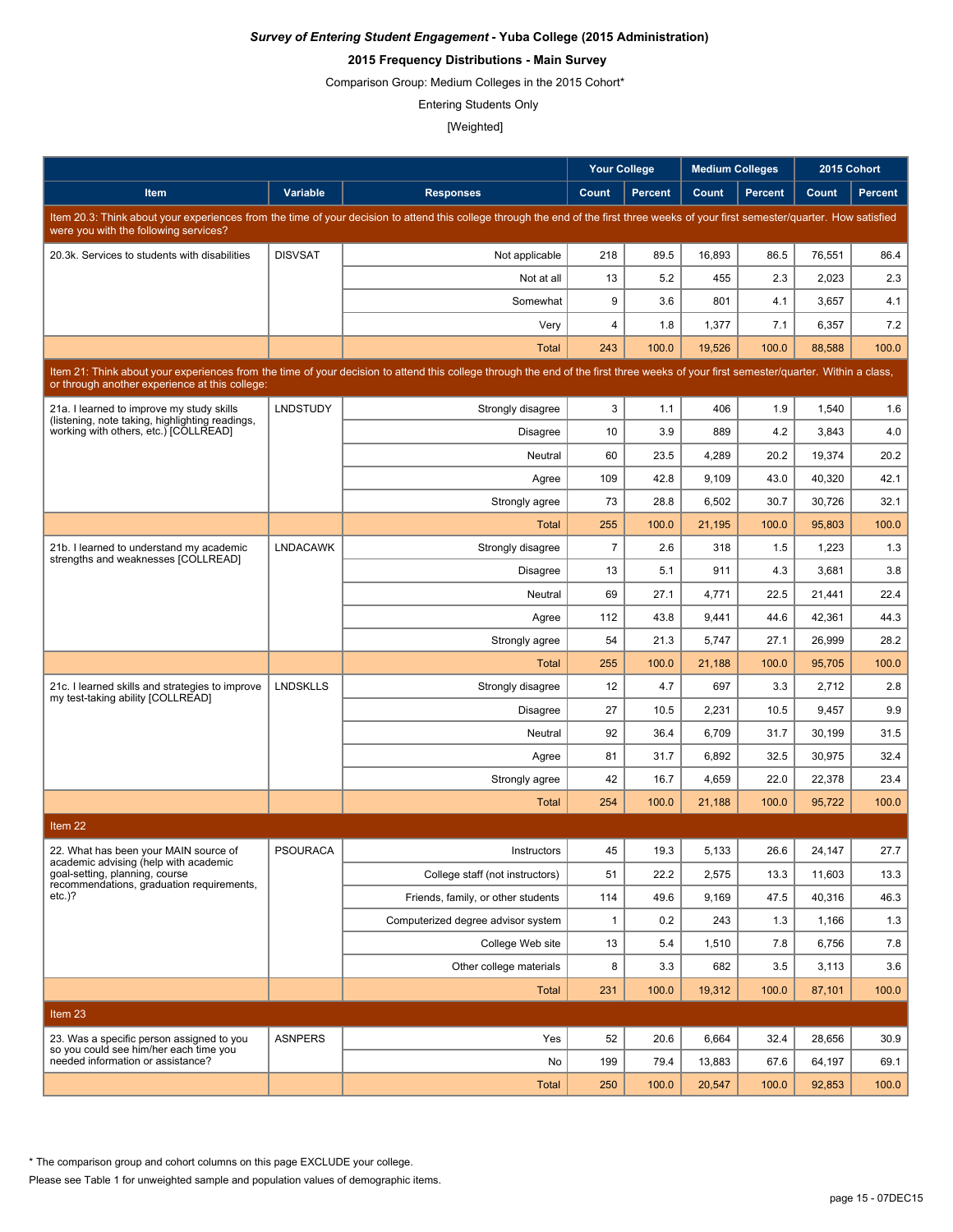***Survey of Entering Student Engagement* - Yuba College (2015 Administration)**

**2015 Frequency Distributions - Main Survey**

Comparison Group: Medium Colleges in the 2015 Cohort*

Entering Students Only

[Weighted]

| Item | Variable | Responses | Your College | | Medium Colleges | | 2015 Cohort | |
|---|---|---|---|---|---|---|---|---|
| | | | Count | Percent | Count | Percent | Count | Percent |
| Item 20.3: Think about your experiences from the time of your decision to attend this college through the end of the first three weeks of your first semester/quarter. How satisfied were you with the following services? | | | | | | | | |
| 20.3k. Services to students with disabilities | DISVSAT | Not applicable | 218 | 89.5 | 16,893 | 86.5 | 76,551 | 86.4 |
| | | Not at all | 13 | 5.2 | 455 | 2.3 | 2,023 | 2.3 |
| | | Somewhat | 9 | 3.6 | 801 | 4.1 | 3,657 | 4.1 |
| | | Very | 4 | 1.8 | 1,377 | 7.1 | 6,357 | 7.2 |
| | | Total | 243 | 100.0 | 19,526 | 100.0 | 88,588 | 100.0 |
| Item 21: Think about your experiences from the time of your decision to attend this college through the end of the first three weeks of your first semester/quarter. Within a class, or through another experience at this college: | | | | | | | | |
| 21a. I learned to improve my study skills (listening, note taking, highlighting readings, working with others, etc.) [COLLREAD] | LNDSTUDY | Strongly disagree | 3 | 1.1 | 406 | 1.9 | 1,540 | 1.6 |
| | | Disagree | 10 | 3.9 | 889 | 4.2 | 3,843 | 4.0 |
| | | Neutral | 60 | 23.5 | 4,289 | 20.2 | 19,374 | 20.2 |
| | | Agree | 109 | 42.8 | 9,109 | 43.0 | 40,320 | 42.1 |
| | | Strongly agree | 73 | 28.8 | 6,502 | 30.7 | 30,726 | 32.1 |
| | | Total | 255 | 100.0 | 21,195 | 100.0 | 95,803 | 100.0 |
| 21b. I learned to understand my academic strengths and weaknesses [COLLREAD] | LNDACAWK | Strongly disagree | 7 | 2.6 | 318 | 1.5 | 1,223 | 1.3 |
| | | Disagree | 13 | 5.1 | 911 | 4.3 | 3,681 | 3.8 |
| | | Neutral | 69 | 27.1 | 4,771 | 22.5 | 21,441 | 22.4 |
| | | Agree | 112 | 43.8 | 9,441 | 44.6 | 42,361 | 44.3 |
| | | Strongly agree | 54 | 21.3 | 5,747 | 27.1 | 26,999 | 28.2 |
| | | Total | 255 | 100.0 | 21,188 | 100.0 | 95,705 | 100.0 |
| 21c. I learned skills and strategies to improve my test-taking ability [COLLREAD] | LNDSKLLS | Strongly disagree | 12 | 4.7 | 697 | 3.3 | 2,712 | 2.8 |
| | | Disagree | 27 | 10.5 | 2,231 | 10.5 | 9,457 | 9.9 |
| | | Neutral | 92 | 36.4 | 6,709 | 31.7 | 30,199 | 31.5 |
| | | Agree | 81 | 31.7 | 6,892 | 32.5 | 30,975 | 32.4 |
| | | Strongly agree | 42 | 16.7 | 4,659 | 22.0 | 22,378 | 23.4 |
| | | Total | 254 | 100.0 | 21,188 | 100.0 | 95,722 | 100.0 |
| Item 22 | | | | | | | | |
| 22. What has been your MAIN source of academic advising (help with academic goal-setting, planning, course recommendations, graduation requirements, etc.)? | PSOURACA | Instructors | 45 | 19.3 | 5,133 | 26.6 | 24,147 | 27.7 |
| | | College staff (not instructors) | 51 | 22.2 | 2,575 | 13.3 | 11,603 | 13.3 |
| | | Friends, family, or other students | 114 | 49.6 | 9,169 | 47.5 | 40,316 | 46.3 |
| | | Computerized degree advisor system | 1 | 0.2 | 243 | 1.3 | 1,166 | 1.3 |
| | | College Web site | 13 | 5.4 | 1,510 | 7.8 | 6,756 | 7.8 |
| | | Other college materials | 8 | 3.3 | 682 | 3.5 | 3,113 | 3.6 |
| | | Total | 231 | 100.0 | 19,312 | 100.0 | 87,101 | 100.0 |
| Item 23 | | | | | | | | |
| 23. Was a specific person assigned to you so you could see him/her each time you needed information or assistance? | ASNPERS | Yes | 52 | 20.6 | 6,664 | 32.4 | 28,656 | 30.9 |
| | | No | 199 | 79.4 | 13,883 | 67.6 | 64,197 | 69.1 |
| | | Total | 250 | 100.0 | 20,547 | 100.0 | 92,853 | 100.0 |

\* The comparison group and cohort columns on this page EXCLUDE your college.

Please see Table 1 for unweighted sample and population values of demographic items.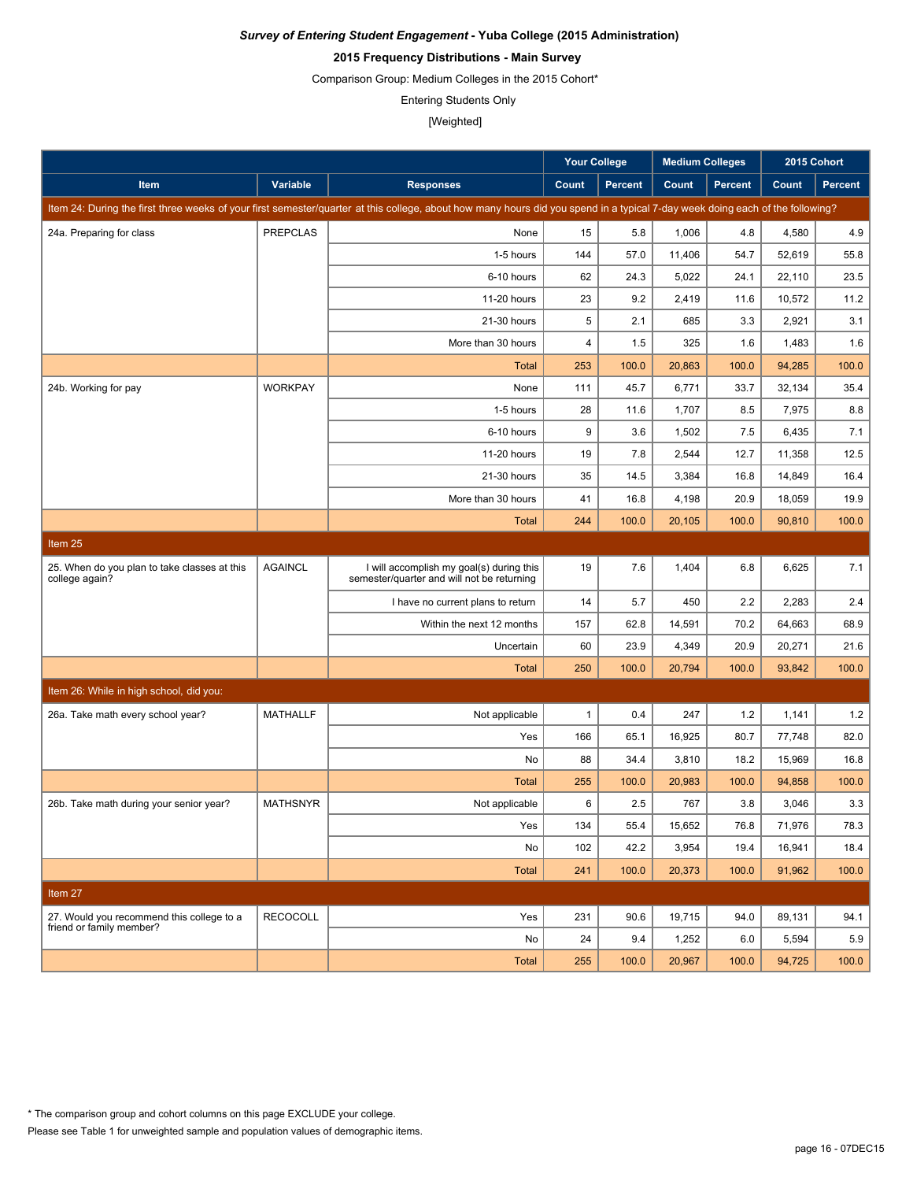***Survey of Entering Student Engagement* - Yuba College (2015 Administration)**

**2015 Frequency Distributions - Main Survey**

Comparison Group: Medium Colleges in the 2015 Cohort*

Entering Students Only

[Weighted]

| | | | Your College | | Medium Colleges | | 2015 Cohort | |
|---|---|---|---|---|---|---|---|---|
| **Item** | **Variable** | **Responses** | **Count** | **Percent** | **Count** | **Percent** | **Count** | **Percent** |
| Item 24: During the first three weeks of your first semester/quarter at this college, about how many hours did you spend in a typical 7-day week doing each of the following? | | | | | | | | |
| 24a. Preparing for class | PREPCLAS | None | 15 | 5.8 | 1,006 | 4.8 | 4,580 | 4.9 |
| | | 1-5 hours | 144 | 57.0 | 11,406 | 54.7 | 52,619 | 55.8 |
| | | 6-10 hours | 62 | 24.3 | 5,022 | 24.1 | 22,110 | 23.5 |
| | | 11-20 hours | 23 | 9.2 | 2,419 | 11.6 | 10,572 | 11.2 |
| | | 21-30 hours | 5 | 2.1 | 685 | 3.3 | 2,921 | 3.1 |
| | | More than 30 hours | 4 | 1.5 | 325 | 1.6 | 1,483 | 1.6 |
| | | Total | 253 | 100.0 | 20,863 | 100.0 | 94,285 | 100.0 |
| 24b. Working for pay | WORKPAY | None | 111 | 45.7 | 6,771 | 33.7 | 32,134 | 35.4 |
| | | 1-5 hours | 28 | 11.6 | 1,707 | 8.5 | 7,975 | 8.8 |
| | | 6-10 hours | 9 | 3.6 | 1,502 | 7.5 | 6,435 | 7.1 |
| | | 11-20 hours | 19 | 7.8 | 2,544 | 12.7 | 11,358 | 12.5 |
| | | 21-30 hours | 35 | 14.5 | 3,384 | 16.8 | 14,849 | 16.4 |
| | | More than 30 hours | 41 | 16.8 | 4,198 | 20.9 | 18,059 | 19.9 |
| | | Total | 244 | 100.0 | 20,105 | 100.0 | 90,810 | 100.0 |
| Item 25 | | | | | | | | |
| 25. When do you plan to take classes at this college again? | AGAINCL | I will accomplish my goal(s) during this semester/quarter and will not be returning | 19 | 7.6 | 1,404 | 6.8 | 6,625 | 7.1 |
| | | I have no current plans to return | 14 | 5.7 | 450 | 2.2 | 2,283 | 2.4 |
| | | Within the next 12 months | 157 | 62.8 | 14,591 | 70.2 | 64,663 | 68.9 |
| | | Uncertain | 60 | 23.9 | 4,349 | 20.9 | 20,271 | 21.6 |
| | | Total | 250 | 100.0 | 20,794 | 100.0 | 93,842 | 100.0 |
| Item 26: While in high school, did you: | | | | | | | | |
| 26a. Take math every school year? | MATHALLF | Not applicable | 1 | 0.4 | 247 | 1.2 | 1,141 | 1.2 |
| | | Yes | 166 | 65.1 | 16,925 | 80.7 | 77,748 | 82.0 |
| | | No | 88 | 34.4 | 3,810 | 18.2 | 15,969 | 16.8 |
| | | Total | 255 | 100.0 | 20,983 | 100.0 | 94,858 | 100.0 |
| 26b. Take math during your senior year? | MATHSNYR | Not applicable | 6 | 2.5 | 767 | 3.8 | 3,046 | 3.3 |
| | | Yes | 134 | 55.4 | 15,652 | 76.8 | 71,976 | 78.3 |
| | | No | 102 | 42.2 | 3,954 | 19.4 | 16,941 | 18.4 |
| | | Total | 241 | 100.0 | 20,373 | 100.0 | 91,962 | 100.0 |
| Item 27 | | | | | | | | |
| 27. Would you recommend this college to a friend or family member? | RECOCOLL | Yes | 231 | 90.6 | 19,715 | 94.0 | 89,131 | 94.1 |
| | | No | 24 | 9.4 | 1,252 | 6.0 | 5,594 | 5.9 |
| | | Total | 255 | 100.0 | 20,967 | 100.0 | 94,725 | 100.0 |

\* The comparison group and cohort columns on this page EXCLUDE your college.

Please see Table 1 for unweighted sample and population values of demographic items.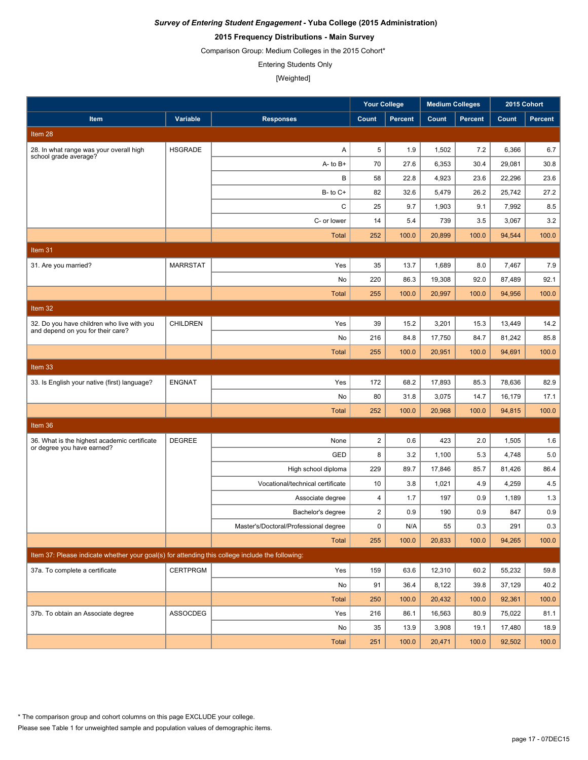***Survey of Entering Student Engagement* - Yuba College (2015 Administration)**

**2015 Frequency Distributions - Main Survey**

Comparison Group: Medium Colleges in the 2015 Cohort*

Entering Students Only

[Weighted]

| | | | Your College | | Medium Colleges | | 2015 Cohort | |
|---|---|---|---|---|---|---|---|---|
| Item | Variable | Responses | Count | Percent | Count | Percent | Count | Percent |
| Item 28 | | | | | | | | |
| 28. In what range was your overall high school grade average? | HSGRADE | A | 5 | 1.9 | 1,502 | 7.2 | 6,366 | 6.7 |
| | | A- to B+ | 70 | 27.6 | 6,353 | 30.4 | 29,081 | 30.8 |
| | | B | 58 | 22.8 | 4,923 | 23.6 | 22,296 | 23.6 |
| | | B- to C+ | 82 | 32.6 | 5,479 | 26.2 | 25,742 | 27.2 |
| | | C | 25 | 9.7 | 1,903 | 9.1 | 7,992 | 8.5 |
| | | C- or lower | 14 | 5.4 | 739 | 3.5 | 3,067 | 3.2 |
| | | Total | 252 | 100.0 | 20,899 | 100.0 | 94,544 | 100.0 |
| Item 31 | | | | | | | | |
| 31. Are you married? | MARRSTAT | Yes | 35 | 13.7 | 1,689 | 8.0 | 7,467 | 7.9 |
| | | No | 220 | 86.3 | 19,308 | 92.0 | 87,489 | 92.1 |
| | | Total | 255 | 100.0 | 20,997 | 100.0 | 94,956 | 100.0 |
| Item 32 | | | | | | | | |
| 32. Do you have children who live with you and depend on you for their care? | CHILDREN | Yes | 39 | 15.2 | 3,201 | 15.3 | 13,449 | 14.2 |
| | | No | 216 | 84.8 | 17,750 | 84.7 | 81,242 | 85.8 |
| | | Total | 255 | 100.0 | 20,951 | 100.0 | 94,691 | 100.0 |
| Item 33 | | | | | | | | |
| 33. Is English your native (first) language? | ENGNAT | Yes | 172 | 68.2 | 17,893 | 85.3 | 78,636 | 82.9 |
| | | No | 80 | 31.8 | 3,075 | 14.7 | 16,179 | 17.1 |
| | | Total | 252 | 100.0 | 20,968 | 100.0 | 94,815 | 100.0 |
| Item 36 | | | | | | | | |
| 36. What is the highest academic certificate or degree you have earned? | DEGREE | None | 2 | 0.6 | 423 | 2.0 | 1,505 | 1.6 |
| | | GED | 8 | 3.2 | 1,100 | 5.3 | 4,748 | 5.0 |
| | | High school diploma | 229 | 89.7 | 17,846 | 85.7 | 81,426 | 86.4 |
| | | Vocational/technical certificate | 10 | 3.8 | 1,021 | 4.9 | 4,259 | 4.5 |
| | | Associate degree | 4 | 1.7 | 197 | 0.9 | 1,189 | 1.3 |
| | | Bachelor's degree | 2 | 0.9 | 190 | 0.9 | 847 | 0.9 |
| | | Master's/Doctoral/Professional degree | 0 | N/A | 55 | 0.3 | 291 | 0.3 |
| | | Total | 255 | 100.0 | 20,833 | 100.0 | 94,265 | 100.0 |
| Item 37: Please indicate whether your goal(s) for attending this college include the following: | | | | | | | | |
| 37a. To complete a certificate | CERTPRGM | Yes | 159 | 63.6 | 12,310 | 60.2 | 55,232 | 59.8 |
| | | No | 91 | 36.4 | 8,122 | 39.8 | 37,129 | 40.2 |
| | | Total | 250 | 100.0 | 20,432 | 100.0 | 92,361 | 100.0 |
| 37b. To obtain an Associate degree | ASSOCDEG | Yes | 216 | 86.1 | 16,563 | 80.9 | 75,022 | 81.1 |
| | | No | 35 | 13.9 | 3,908 | 19.1 | 17,480 | 18.9 |
| | | Total | 251 | 100.0 | 20,471 | 100.0 | 92,502 | 100.0 |

* The comparison group and cohort columns on this page EXCLUDE your college.

Please see Table 1 for unweighted sample and population values of demographic items.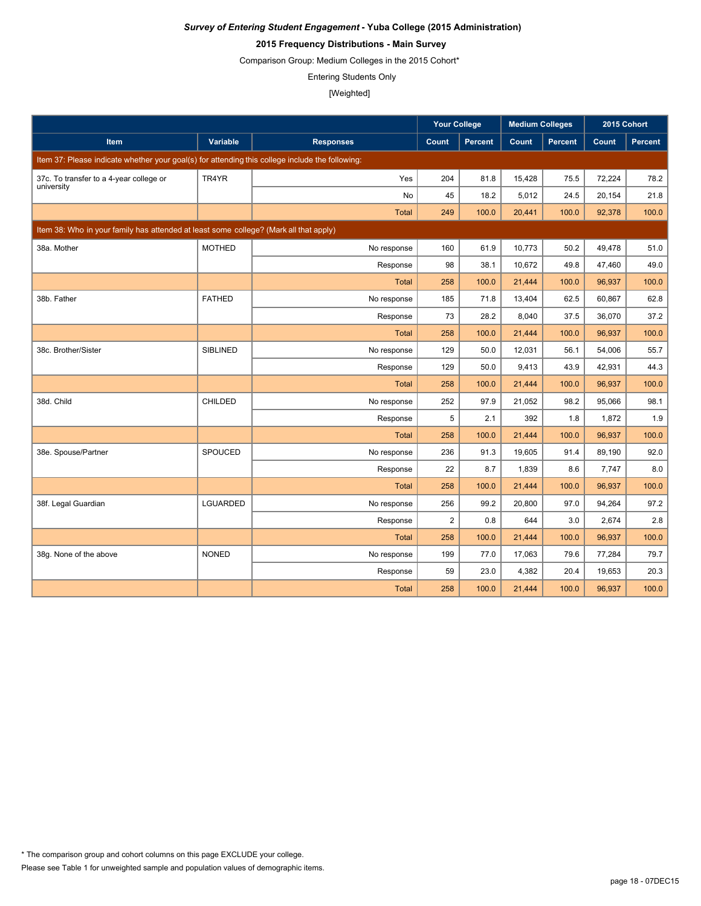*Survey of Entering Student Engagement* **- Yuba College (2015 Administration)**

**2015 Frequency Distributions - Main Survey**

Comparison Group: Medium Colleges in the 2015 Cohort*

Entering Students Only

[Weighted]

| | | | Your College | | Medium Colleges | | 2015 Cohort | |
|---|---|---|---|---|---|---|---|---|
| **Item** | **Variable** | **Responses** | **Count** | **Percent** | **Count** | **Percent** | **Count** | **Percent** |
| Item 37: Please indicate whether your goal(s) for attending this college include the following: | | | | | | | | |
| 37c. To transfer to a 4-year college or university | TR4YR | Yes | 204 | 81.8 | 15,428 | 75.5 | 72,224 | 78.2 |
| | | No | 45 | 18.2 | 5,012 | 24.5 | 20,154 | 21.8 |
| | | Total | 249 | 100.0 | 20,441 | 100.0 | 92,378 | 100.0 |
| Item 38: Who in your family has attended at least some college? (Mark all that apply) | | | | | | | | |
| 38a. Mother | MOTHED | No response | 160 | 61.9 | 10,773 | 50.2 | 49,478 | 51.0 |
| | | Response | 98 | 38.1 | 10,672 | 49.8 | 47,460 | 49.0 |
| | | Total | 258 | 100.0 | 21,444 | 100.0 | 96,937 | 100.0 |
| 38b. Father | FATHED | No response | 185 | 71.8 | 13,404 | 62.5 | 60,867 | 62.8 |
| | | Response | 73 | 28.2 | 8,040 | 37.5 | 36,070 | 37.2 |
| | | Total | 258 | 100.0 | 21,444 | 100.0 | 96,937 | 100.0 |
| 38c. Brother/Sister | SIBLINED | No response | 129 | 50.0 | 12,031 | 56.1 | 54,006 | 55.7 |
| | | Response | 129 | 50.0 | 9,413 | 43.9 | 42,931 | 44.3 |
| | | Total | 258 | 100.0 | 21,444 | 100.0 | 96,937 | 100.0 |
| 38d. Child | CHILDED | No response | 252 | 97.9 | 21,052 | 98.2 | 95,066 | 98.1 |
| | | Response | 5 | 2.1 | 392 | 1.8 | 1,872 | 1.9 |
| | | Total | 258 | 100.0 | 21,444 | 100.0 | 96,937 | 100.0 |
| 38e. Spouse/Partner | SPOUCED | No response | 236 | 91.3 | 19,605 | 91.4 | 89,190 | 92.0 |
| | | Response | 22 | 8.7 | 1,839 | 8.6 | 7,747 | 8.0 |
| | | Total | 258 | 100.0 | 21,444 | 100.0 | 96,937 | 100.0 |
| 38f. Legal Guardian | LGUARDED | No response | 256 | 99.2 | 20,800 | 97.0 | 94,264 | 97.2 |
| | | Response | 2 | 0.8 | 644 | 3.0 | 2,674 | 2.8 |
| | | Total | 258 | 100.0 | 21,444 | 100.0 | 96,937 | 100.0 |
| 38g. None of the above | NONED | No response | 199 | 77.0 | 17,063 | 79.6 | 77,284 | 79.7 |
| | | Response | 59 | 23.0 | 4,382 | 20.4 | 19,653 | 20.3 |
| | | Total | 258 | 100.0 | 21,444 | 100.0 | 96,937 | 100.0 |

\* The comparison group and cohort columns on this page EXCLUDE your college.

Please see Table 1 for unweighted sample and population values of demographic items.